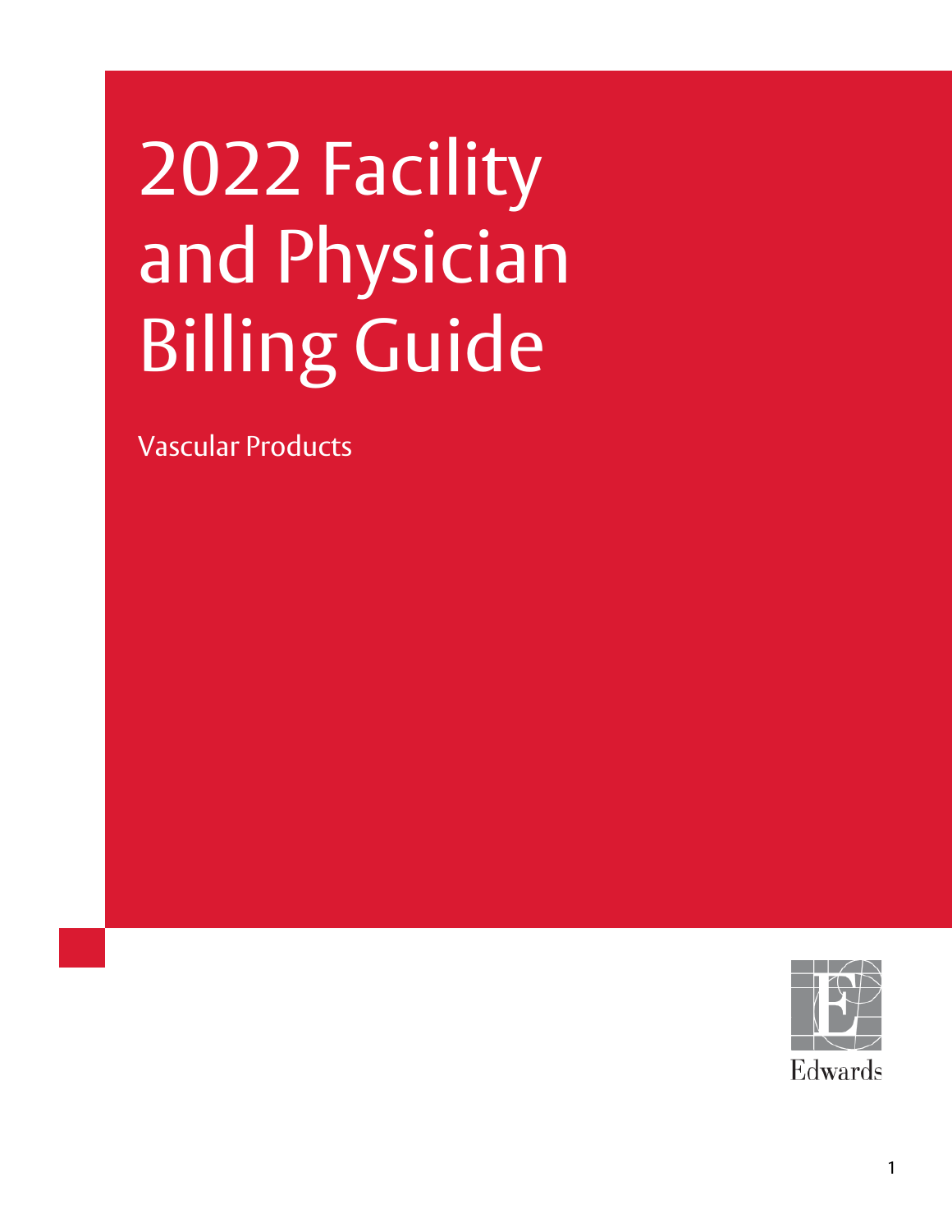# 2022 Facility and Physician Billing Guide

Vascular Products

Edwards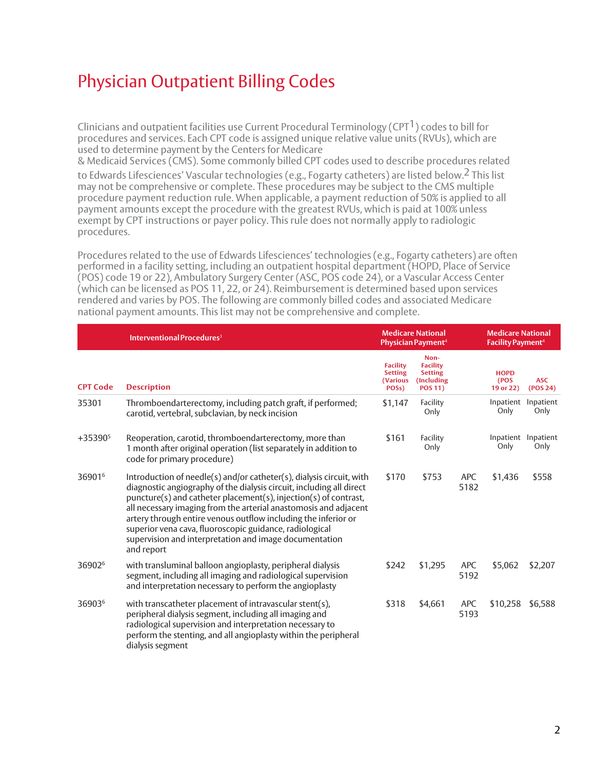# Physician Outpatient Billing Codes

Clinicians and outpatient facilities use Current Procedural Terminology (CPT[1]) codes to bill for procedures and services. Each CPT code is assigned unique relative value units (RVUs), which are used to determine payment by the Centers for Medicare & Medicaid Services (CMS). Some commonly billed CPT codes used to describe procedures related to Edwards Lifesciences' Vascular technologies (e.g., Fogarty catheters) are listed below.[2] This list may not be comprehensive or complete. These procedures may be subject to the CMS multiple procedure payment reduction rule. When applicable, a payment reduction of 50% is applied to all payment amounts except the procedure with the greatest RVUs, which is paid at 100% unless exempt by CPT instructions or payer policy. This rule does not normally apply to radiologic procedures.

Procedures related to the use of Edwards Lifesciences' technologies (e.g., Fogarty catheters) are often performed in a facility setting, including an outpatient hospital department (HOPD, Place of Service (POS) code 19 or 22), Ambulatory Surgery Center (ASC, POS code 24), or a Vascular Access Center (which can be licensed as POS 11, 22, or 24). Reimbursement is determined based upon services rendered and varies by POS. The following are commonly billed codes and associated Medicare national payment amounts. This list may not be comprehensive and complete.

| | Interventional Procedures[3] | Medicare National Physician Payment[4] | | Medicare National Facility Payment[4] | | |
|---|---|---|---|---|---|---|
| **CPT Code** | **Description** | **Facility Setting (Various POSs)** | **Non-Facility Setting (Including POS 11)** | | **HOPD (POS 19 or 22)** | **ASC (POS 24)** |
| 35301 | Thromboendarterectomy, including patch graft, if performed; carotid, vertebral, subclavian, by neck incision | $1,147 | Facility Only | | Inpatient Only | Inpatient Only |
| +35390[5] | Reoperation, carotid, thromboendarterectomy, more than 1 month after original operation (list separately in addition to code for primary procedure) | $161 | Facility Only | | Inpatient Only | Inpatient Only |
| 36901[6] | Introduction of needle(s) and/or catheter(s), dialysis circuit, with diagnostic angiography of the dialysis circuit, including all direct puncture(s) and catheter placement(s), injection(s) of contrast, all necessary imaging from the arterial anastomosis and adjacent artery through entire venous outflow including the inferior or superior vena cava, fluoroscopic guidance, radiological supervision and interpretation and image documentation and report | $170 | $753 | APC 5182 | $1,436 | $558 |
| 36902[6] | with transluminal balloon angioplasty, peripheral dialysis segment, including all imaging and radiological supervision and interpretation necessary to perform the angioplasty | $242 | $1,295 | APC 5192 | $5,062 | $2,207 |
| 36903[6] | with transcatheter placement of intravascular stent(s), peripheral dialysis segment, including all imaging and radiological supervision and interpretation necessary to perform the stenting, and all angioplasty within the peripheral dialysis segment | $318 | $4,661 | APC 5193 | $10,258 | $6,588 |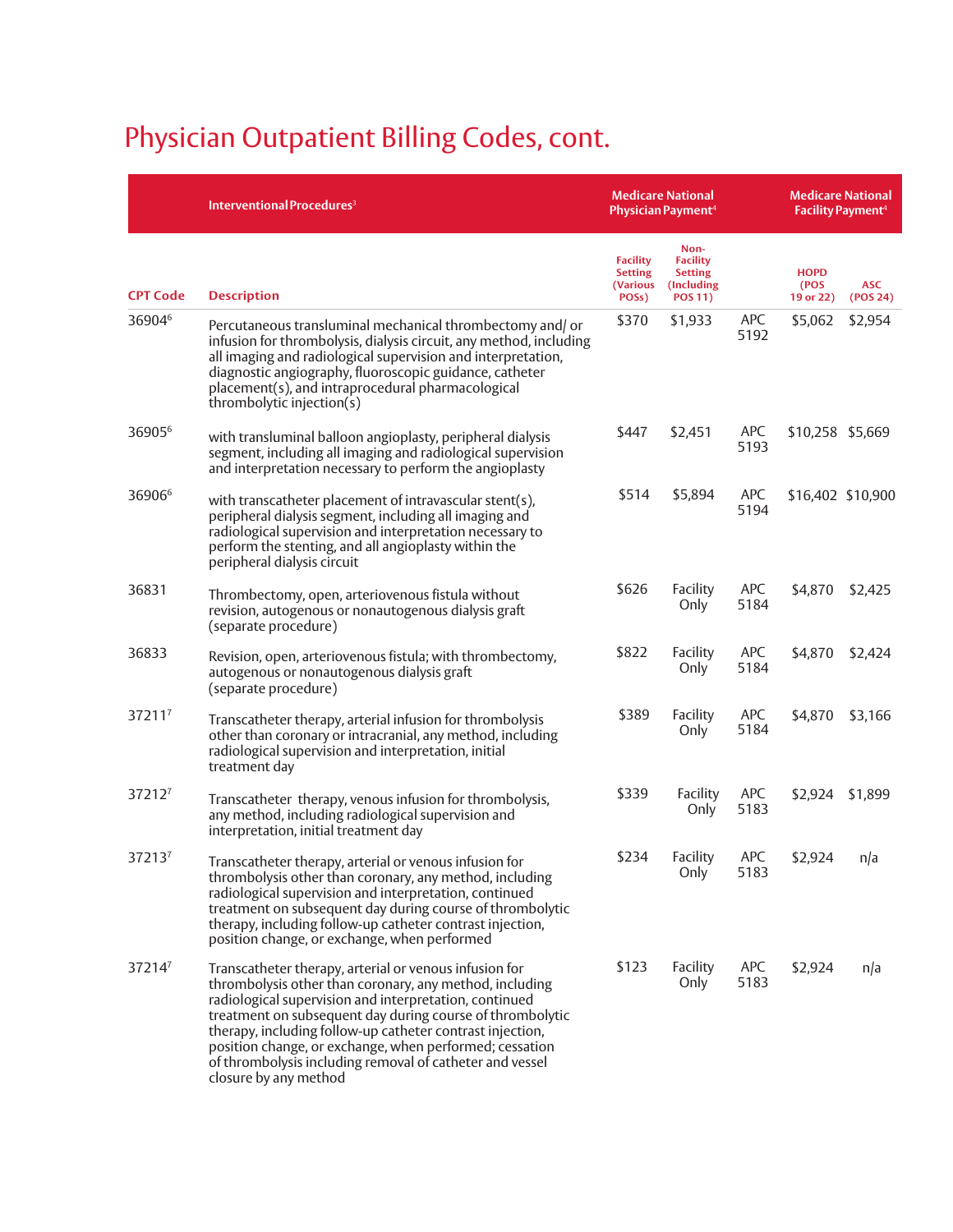# Physician Outpatient Billing Codes, cont.

| | Interventional Procedures[3] | Medicare National Physician Payment[4] | | | Medicare National Facility Payment[4] | |
|---|---|---|---|---|---|---|
| **CPT Code** | **Description** | **Facility Setting (Various POSs)** | **Non-Facility Setting (Including POS 11)** | | **HOPD (POS 19 or 22)** | **ASC (POS 24)** |
| 36904[6] | Percutaneous transluminal mechanical thrombectomy and/ or infusion for thrombolysis, dialysis circuit, any method, including all imaging and radiological supervision and interpretation, diagnostic angiography, fluoroscopic guidance, catheter placement(s), and intraprocedural pharmacological thrombolytic injection(s) | $370 | $1,933 | APC 5192 | $5,062 | $2,954 |
| 36905[6] | with transluminal balloon angioplasty, peripheral dialysis segment, including all imaging and radiological supervision and interpretation necessary to perform the angioplasty | $447 | $2,451 | APC 5193 | $10,258 | $5,669 |
| 36906[6] | with transcatheter placement of intravascular stent(s), peripheral dialysis segment, including all imaging and radiological supervision and interpretation necessary to perform the stenting, and all angioplasty within the peripheral dialysis circuit | $514 | $5,894 | APC 5194 | $16,402 | $10,900 |
| 36831 | Thrombectomy, open, arteriovenous fistula without revision, autogenous or nonautogenous dialysis graft (separate procedure) | $626 | Facility Only | APC 5184 | $4,870 | $2,425 |
| 36833 | Revision, open, arteriovenous fistula; with thrombectomy, autogenous or nonautogenous dialysis graft (separate procedure) | $822 | Facility Only | APC 5184 | $4,870 | $2,424 |
| 37211[7] | Transcatheter therapy, arterial infusion for thrombolysis other than coronary or intracranial, any method, including radiological supervision and interpretation, initial treatment day | $389 | Facility Only | APC 5184 | $4,870 | $3,166 |
| 37212[7] | Transcatheter therapy, venous infusion for thrombolysis, any method, including radiological supervision and interpretation, initial treatment day | $339 | Facility Only | APC 5183 | $2,924 | $1,899 |
| 37213[7] | Transcatheter therapy, arterial or venous infusion for thrombolysis other than coronary, any method, including radiological supervision and interpretation, continued treatment on subsequent day during course of thrombolytic therapy, including follow-up catheter contrast injection, position change, or exchange, when performed | $234 | Facility Only | APC 5183 | $2,924 | n/a |
| 37214[7] | Transcatheter therapy, arterial or venous infusion for thrombolysis other than coronary, any method, including radiological supervision and interpretation, continued treatment on subsequent day during course of thrombolytic therapy, including follow-up catheter contrast injection, position change, or exchange, when performed; cessation of thrombolysis including removal of catheter and vessel closure by any method | $123 | Facility Only | APC 5183 | $2,924 | n/a |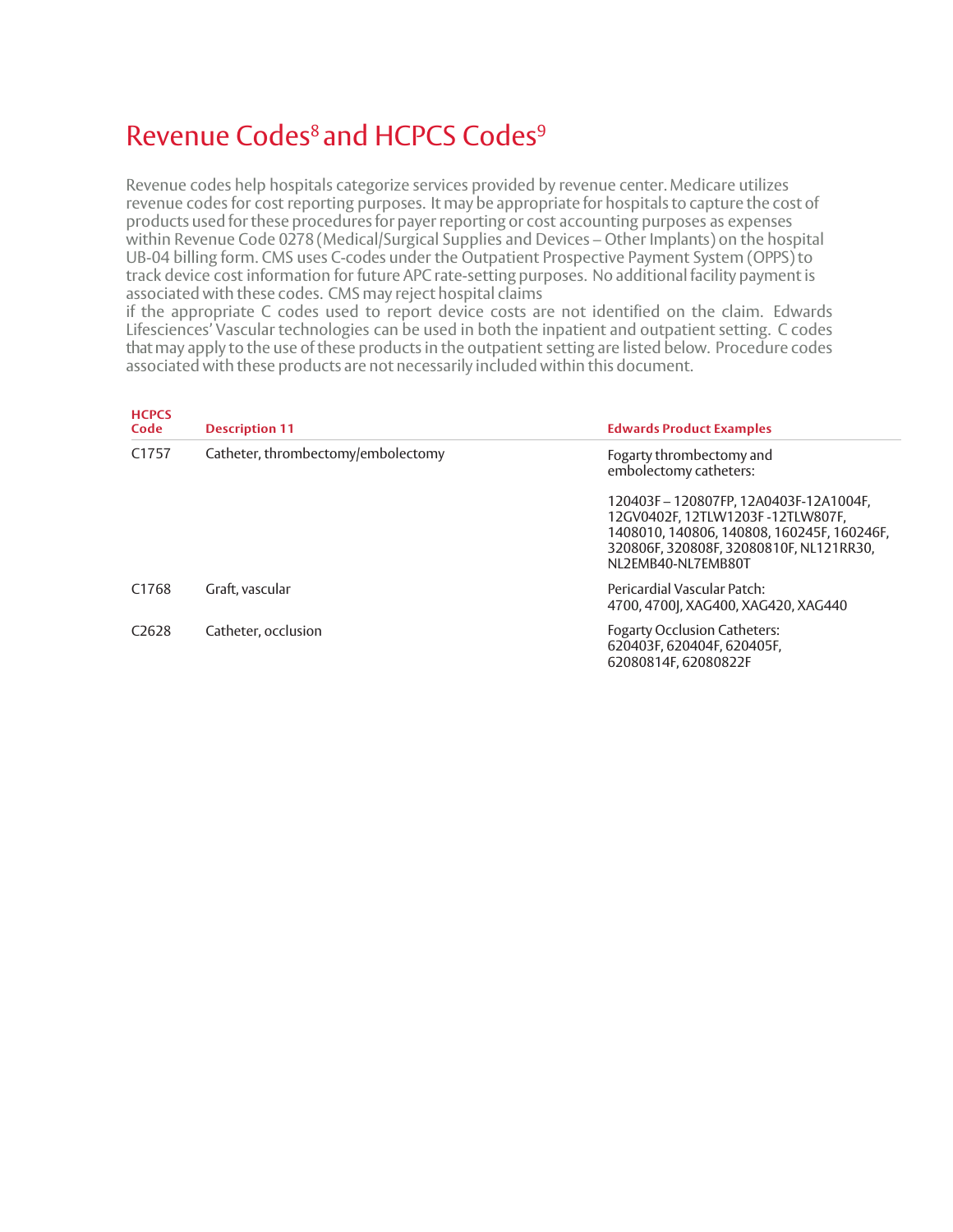# Revenue Codes[8] and HCPCS Codes[9]

Revenue codes help hospitals categorize services provided by revenue center. Medicare utilizes revenue codes for cost reporting purposes. It may be appropriate for hospitals to capture the cost of products used for these procedures for payer reporting or cost accounting purposes as expenses within Revenue Code 0278 (Medical/Surgical Supplies and Devices – Other Implants) on the hospital UB-04 billing form. CMS uses C-codes under the Outpatient Prospective Payment System (OPPS) to track device cost information for future APC rate-setting purposes. No additional facility payment is associated with these codes. CMS may reject hospital claims if the appropriate C codes used to report device costs are not identified on the claim. Edwards Lifesciences' Vascular technologies can be used in both the inpatient and outpatient setting. C codes that may apply to the use of these products in the outpatient setting are listed below. Procedure codes associated with these products are not necessarily included within this document.

| HCPCS Code | Description 11 | Edwards Product Examples |
|---|---|---|
| C1757 | Catheter, thrombectomy/embolectomy | Fogarty thrombectomy and embolectomy catheters:<br><br>120403F – 120807FP, 12A0403F-12A1004F, 12GV0402F, 12TLW1203F -12TLW807F, 1408010, 140806, 140808, 160245F, 160246F, 320806F, 320808F, 32080810F, NL121RR30, NL2EMB40-NL7EMB80T |
| C1768 | Graft, vascular | Pericardial Vascular Patch:<br>4700, 4700J, XAG400, XAG420, XAG440 |
| C2628 | Catheter, occlusion | Fogarty Occlusion Catheters:<br>620403F, 620404F, 620405F, 62080814F, 62080822F |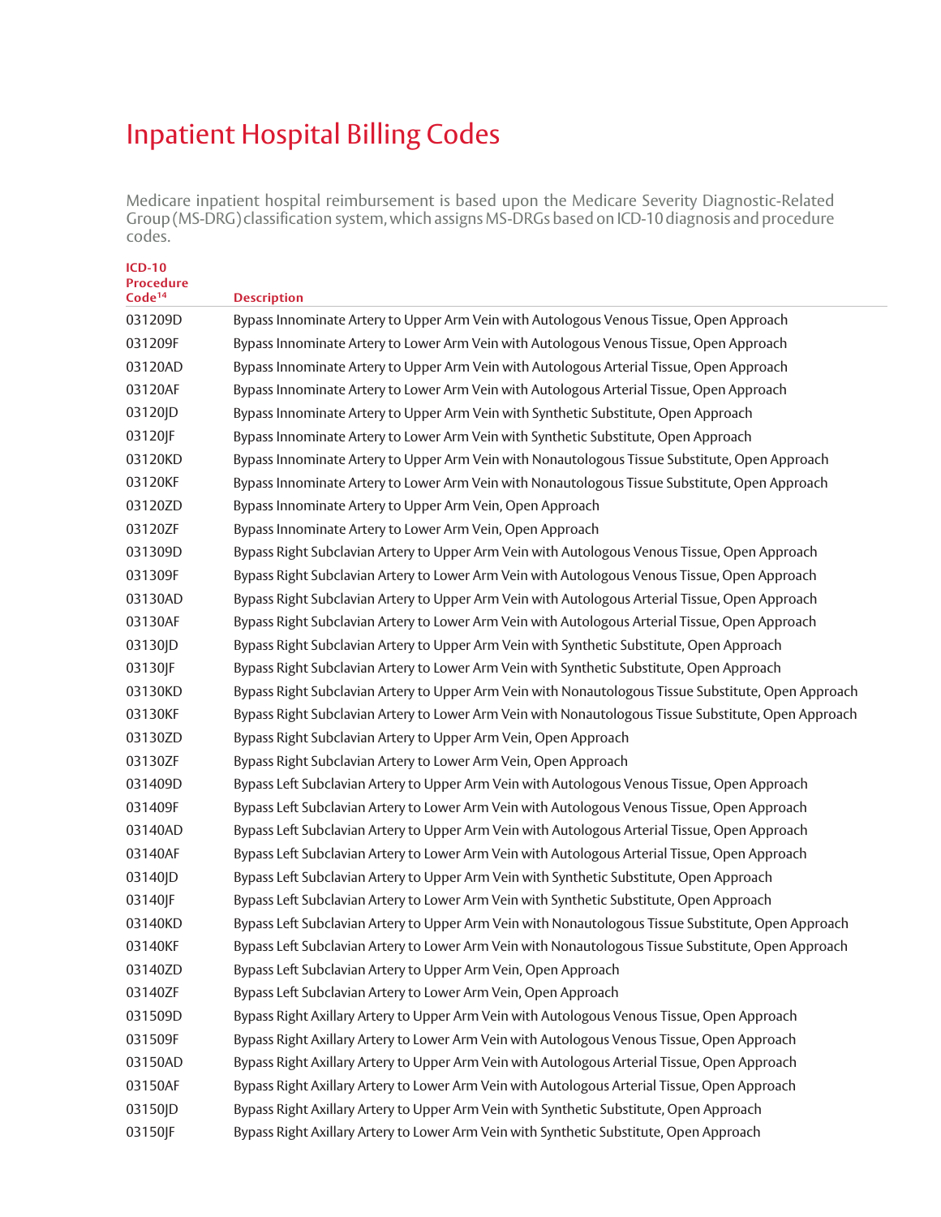# Inpatient Hospital Billing Codes

Medicare inpatient hospital reimbursement is based upon the Medicare Severity Diagnostic-Related Group (MS-DRG) classification system, which assigns MS-DRGs based on ICD-10 diagnosis and procedure codes.

| ICD-10 Procedure Code[14] | Description |
|---|---|
| 031209D | Bypass Innominate Artery to Upper Arm Vein with Autologous Venous Tissue, Open Approach |
| 031209F | Bypass Innominate Artery to Lower Arm Vein with Autologous Venous Tissue, Open Approach |
| 03120AD | Bypass Innominate Artery to Upper Arm Vein with Autologous Arterial Tissue, Open Approach |
| 03120AF | Bypass Innominate Artery to Lower Arm Vein with Autologous Arterial Tissue, Open Approach |
| 03120JD | Bypass Innominate Artery to Upper Arm Vein with Synthetic Substitute, Open Approach |
| 03120JF | Bypass Innominate Artery to Lower Arm Vein with Synthetic Substitute, Open Approach |
| 03120KD | Bypass Innominate Artery to Upper Arm Vein with Nonautologous Tissue Substitute, Open Approach |
| 03120KF | Bypass Innominate Artery to Lower Arm Vein with Nonautologous Tissue Substitute, Open Approach |
| 03120ZD | Bypass Innominate Artery to Upper Arm Vein, Open Approach |
| 03120ZF | Bypass Innominate Artery to Lower Arm Vein, Open Approach |
| 031309D | Bypass Right Subclavian Artery to Upper Arm Vein with Autologous Venous Tissue, Open Approach |
| 031309F | Bypass Right Subclavian Artery to Lower Arm Vein with Autologous Venous Tissue, Open Approach |
| 03130AD | Bypass Right Subclavian Artery to Upper Arm Vein with Autologous Arterial Tissue, Open Approach |
| 03130AF | Bypass Right Subclavian Artery to Lower Arm Vein with Autologous Arterial Tissue, Open Approach |
| 03130JD | Bypass Right Subclavian Artery to Upper Arm Vein with Synthetic Substitute, Open Approach |
| 03130JF | Bypass Right Subclavian Artery to Lower Arm Vein with Synthetic Substitute, Open Approach |
| 03130KD | Bypass Right Subclavian Artery to Upper Arm Vein with Nonautologous Tissue Substitute, Open Approach |
| 03130KF | Bypass Right Subclavian Artery to Lower Arm Vein with Nonautologous Tissue Substitute, Open Approach |
| 03130ZD | Bypass Right Subclavian Artery to Upper Arm Vein, Open Approach |
| 03130ZF | Bypass Right Subclavian Artery to Lower Arm Vein, Open Approach |
| 031409D | Bypass Left Subclavian Artery to Upper Arm Vein with Autologous Venous Tissue, Open Approach |
| 031409F | Bypass Left Subclavian Artery to Lower Arm Vein with Autologous Venous Tissue, Open Approach |
| 03140AD | Bypass Left Subclavian Artery to Upper Arm Vein with Autologous Arterial Tissue, Open Approach |
| 03140AF | Bypass Left Subclavian Artery to Lower Arm Vein with Autologous Arterial Tissue, Open Approach |
| 03140JD | Bypass Left Subclavian Artery to Upper Arm Vein with Synthetic Substitute, Open Approach |
| 03140JF | Bypass Left Subclavian Artery to Lower Arm Vein with Synthetic Substitute, Open Approach |
| 03140KD | Bypass Left Subclavian Artery to Upper Arm Vein with Nonautologous Tissue Substitute, Open Approach |
| 03140KF | Bypass Left Subclavian Artery to Lower Arm Vein with Nonautologous Tissue Substitute, Open Approach |
| 03140ZD | Bypass Left Subclavian Artery to Upper Arm Vein, Open Approach |
| 03140ZF | Bypass Left Subclavian Artery to Lower Arm Vein, Open Approach |
| 031509D | Bypass Right Axillary Artery to Upper Arm Vein with Autologous Venous Tissue, Open Approach |
| 031509F | Bypass Right Axillary Artery to Lower Arm Vein with Autologous Venous Tissue, Open Approach |
| 03150AD | Bypass Right Axillary Artery to Upper Arm Vein with Autologous Arterial Tissue, Open Approach |
| 03150AF | Bypass Right Axillary Artery to Lower Arm Vein with Autologous Arterial Tissue, Open Approach |
| 03150JD | Bypass Right Axillary Artery to Upper Arm Vein with Synthetic Substitute, Open Approach |
| 03150JF | Bypass Right Axillary Artery to Lower Arm Vein with Synthetic Substitute, Open Approach |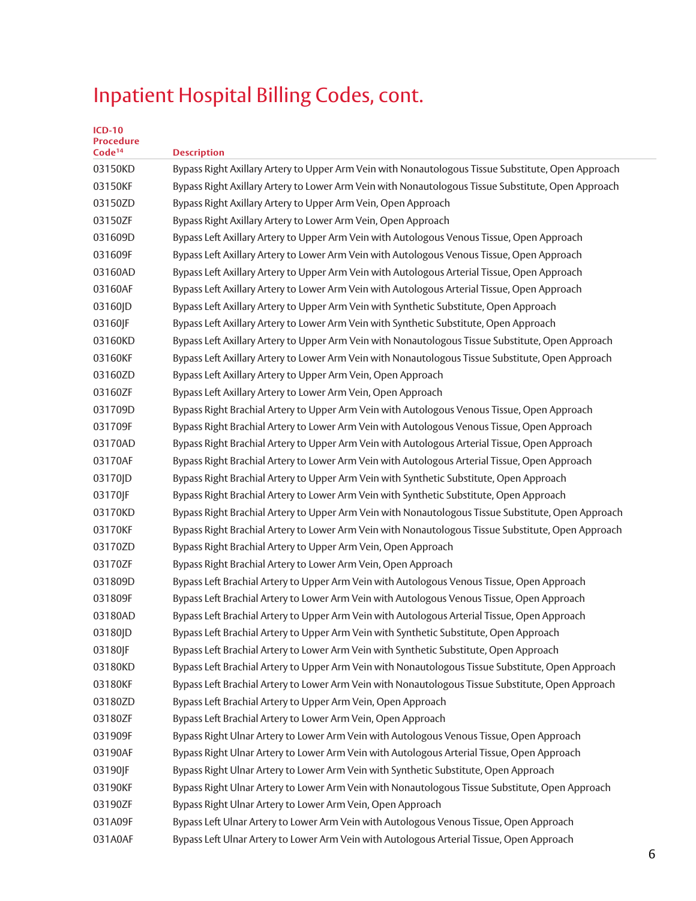# Inpatient Hospital Billing Codes, cont.

| ICD-10 Procedure Code[14] | Description |
|---|---|
| 03150KD | Bypass Right Axillary Artery to Upper Arm Vein with Nonautologous Tissue Substitute, Open Approach |
| 03150KF | Bypass Right Axillary Artery to Lower Arm Vein with Nonautologous Tissue Substitute, Open Approach |
| 03150ZD | Bypass Right Axillary Artery to Upper Arm Vein, Open Approach |
| 03150ZF | Bypass Right Axillary Artery to Lower Arm Vein, Open Approach |
| 031609D | Bypass Left Axillary Artery to Upper Arm Vein with Autologous Venous Tissue, Open Approach |
| 031609F | Bypass Left Axillary Artery to Lower Arm Vein with Autologous Venous Tissue, Open Approach |
| 03160AD | Bypass Left Axillary Artery to Upper Arm Vein with Autologous Arterial Tissue, Open Approach |
| 03160AF | Bypass Left Axillary Artery to Lower Arm Vein with Autologous Arterial Tissue, Open Approach |
| 03160JD | Bypass Left Axillary Artery to Upper Arm Vein with Synthetic Substitute, Open Approach |
| 03160JF | Bypass Left Axillary Artery to Lower Arm Vein with Synthetic Substitute, Open Approach |
| 03160KD | Bypass Left Axillary Artery to Upper Arm Vein with Nonautologous Tissue Substitute, Open Approach |
| 03160KF | Bypass Left Axillary Artery to Lower Arm Vein with Nonautologous Tissue Substitute, Open Approach |
| 03160ZD | Bypass Left Axillary Artery to Upper Arm Vein, Open Approach |
| 03160ZF | Bypass Left Axillary Artery to Lower Arm Vein, Open Approach |
| 031709D | Bypass Right Brachial Artery to Upper Arm Vein with Autologous Venous Tissue, Open Approach |
| 031709F | Bypass Right Brachial Artery to Lower Arm Vein with Autologous Venous Tissue, Open Approach |
| 03170AD | Bypass Right Brachial Artery to Upper Arm Vein with Autologous Arterial Tissue, Open Approach |
| 03170AF | Bypass Right Brachial Artery to Lower Arm Vein with Autologous Arterial Tissue, Open Approach |
| 03170JD | Bypass Right Brachial Artery to Upper Arm Vein with Synthetic Substitute, Open Approach |
| 03170JF | Bypass Right Brachial Artery to Lower Arm Vein with Synthetic Substitute, Open Approach |
| 03170KD | Bypass Right Brachial Artery to Upper Arm Vein with Nonautologous Tissue Substitute, Open Approach |
| 03170KF | Bypass Right Brachial Artery to Lower Arm Vein with Nonautologous Tissue Substitute, Open Approach |
| 03170ZD | Bypass Right Brachial Artery to Upper Arm Vein, Open Approach |
| 03170ZF | Bypass Right Brachial Artery to Lower Arm Vein, Open Approach |
| 031809D | Bypass Left Brachial Artery to Upper Arm Vein with Autologous Venous Tissue, Open Approach |
| 031809F | Bypass Left Brachial Artery to Lower Arm Vein with Autologous Venous Tissue, Open Approach |
| 03180AD | Bypass Left Brachial Artery to Upper Arm Vein with Autologous Arterial Tissue, Open Approach |
| 03180JD | Bypass Left Brachial Artery to Upper Arm Vein with Synthetic Substitute, Open Approach |
| 03180JF | Bypass Left Brachial Artery to Lower Arm Vein with Synthetic Substitute, Open Approach |
| 03180KD | Bypass Left Brachial Artery to Upper Arm Vein with Nonautologous Tissue Substitute, Open Approach |
| 03180KF | Bypass Left Brachial Artery to Lower Arm Vein with Nonautologous Tissue Substitute, Open Approach |
| 03180ZD | Bypass Left Brachial Artery to Upper Arm Vein, Open Approach |
| 03180ZF | Bypass Left Brachial Artery to Lower Arm Vein, Open Approach |
| 031909F | Bypass Right Ulnar Artery to Lower Arm Vein with Autologous Venous Tissue, Open Approach |
| 03190AF | Bypass Right Ulnar Artery to Lower Arm Vein with Autologous Arterial Tissue, Open Approach |
| 03190JF | Bypass Right Ulnar Artery to Lower Arm Vein with Synthetic Substitute, Open Approach |
| 03190KF | Bypass Right Ulnar Artery to Lower Arm Vein with Nonautologous Tissue Substitute, Open Approach |
| 03190ZF | Bypass Right Ulnar Artery to Lower Arm Vein, Open Approach |
| 031A09F | Bypass Left Ulnar Artery to Lower Arm Vein with Autologous Venous Tissue, Open Approach |
| 031A0AF | Bypass Left Ulnar Artery to Lower Arm Vein with Autologous Arterial Tissue, Open Approach |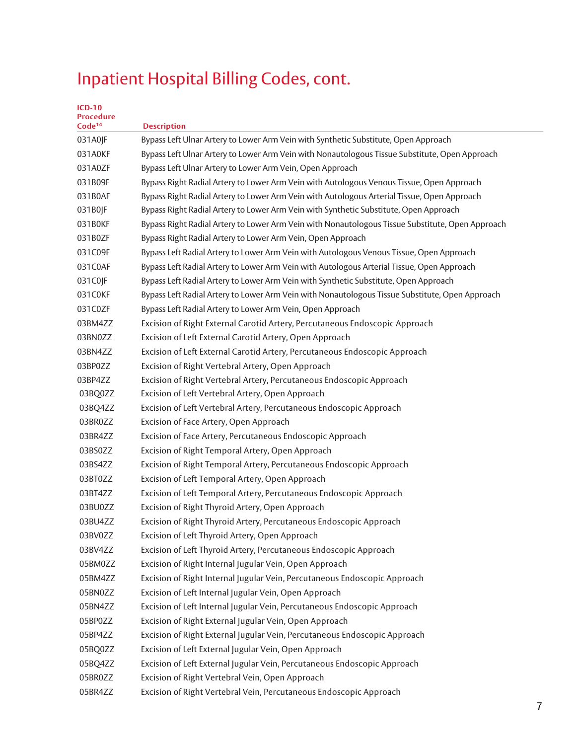# Inpatient Hospital Billing Codes, cont.

| ICD-10 Procedure Code[14] | Description |
|---|---|
| 031A0JF | Bypass Left Ulnar Artery to Lower Arm Vein with Synthetic Substitute, Open Approach |
| 031A0KF | Bypass Left Ulnar Artery to Lower Arm Vein with Nonautologous Tissue Substitute, Open Approach |
| 031A0ZF | Bypass Left Ulnar Artery to Lower Arm Vein, Open Approach |
| 031B09F | Bypass Right Radial Artery to Lower Arm Vein with Autologous Venous Tissue, Open Approach |
| 031B0AF | Bypass Right Radial Artery to Lower Arm Vein with Autologous Arterial Tissue, Open Approach |
| 031B0JF | Bypass Right Radial Artery to Lower Arm Vein with Synthetic Substitute, Open Approach |
| 031B0KF | Bypass Right Radial Artery to Lower Arm Vein with Nonautologous Tissue Substitute, Open Approach |
| 031B0ZF | Bypass Right Radial Artery to Lower Arm Vein, Open Approach |
| 031C09F | Bypass Left Radial Artery to Lower Arm Vein with Autologous Venous Tissue, Open Approach |
| 031C0AF | Bypass Left Radial Artery to Lower Arm Vein with Autologous Arterial Tissue, Open Approach |
| 031C0JF | Bypass Left Radial Artery to Lower Arm Vein with Synthetic Substitute, Open Approach |
| 031C0KF | Bypass Left Radial Artery to Lower Arm Vein with Nonautologous Tissue Substitute, Open Approach |
| 031C0ZF | Bypass Left Radial Artery to Lower Arm Vein, Open Approach |
| 03BM4ZZ | Excision of Right External Carotid Artery, Percutaneous Endoscopic Approach |
| 03BN0ZZ | Excision of Left External Carotid Artery, Open Approach |
| 03BN4ZZ | Excision of Left External Carotid Artery, Percutaneous Endoscopic Approach |
| 03BP0ZZ | Excision of Right Vertebral Artery, Open Approach |
| 03BP4ZZ | Excision of Right Vertebral Artery, Percutaneous Endoscopic Approach |
| 03BQ0ZZ | Excision of Left Vertebral Artery, Open Approach |
| 03BQ4ZZ | Excision of Left Vertebral Artery, Percutaneous Endoscopic Approach |
| 03BR0ZZ | Excision of Face Artery, Open Approach |
| 03BR4ZZ | Excision of Face Artery, Percutaneous Endoscopic Approach |
| 03BS0ZZ | Excision of Right Temporal Artery, Open Approach |
| 03BS4ZZ | Excision of Right Temporal Artery, Percutaneous Endoscopic Approach |
| 03BT0ZZ | Excision of Left Temporal Artery, Open Approach |
| 03BT4ZZ | Excision of Left Temporal Artery, Percutaneous Endoscopic Approach |
| 03BU0ZZ | Excision of Right Thyroid Artery, Open Approach |
| 03BU4ZZ | Excision of Right Thyroid Artery, Percutaneous Endoscopic Approach |
| 03BV0ZZ | Excision of Left Thyroid Artery, Open Approach |
| 03BV4ZZ | Excision of Left Thyroid Artery, Percutaneous Endoscopic Approach |
| 05BM0ZZ | Excision of Right Internal Jugular Vein, Open Approach |
| 05BM4ZZ | Excision of Right Internal Jugular Vein, Percutaneous Endoscopic Approach |
| 05BN0ZZ | Excision of Left Internal Jugular Vein, Open Approach |
| 05BN4ZZ | Excision of Left Internal Jugular Vein, Percutaneous Endoscopic Approach |
| 05BP0ZZ | Excision of Right External Jugular Vein, Open Approach |
| 05BP4ZZ | Excision of Right External Jugular Vein, Percutaneous Endoscopic Approach |
| 05BQ0ZZ | Excision of Left External Jugular Vein, Open Approach |
| 05BQ4ZZ | Excision of Left External Jugular Vein, Percutaneous Endoscopic Approach |
| 05BR0ZZ | Excision of Right Vertebral Vein, Open Approach |
| 05BR4ZZ | Excision of Right Vertebral Vein, Percutaneous Endoscopic Approach |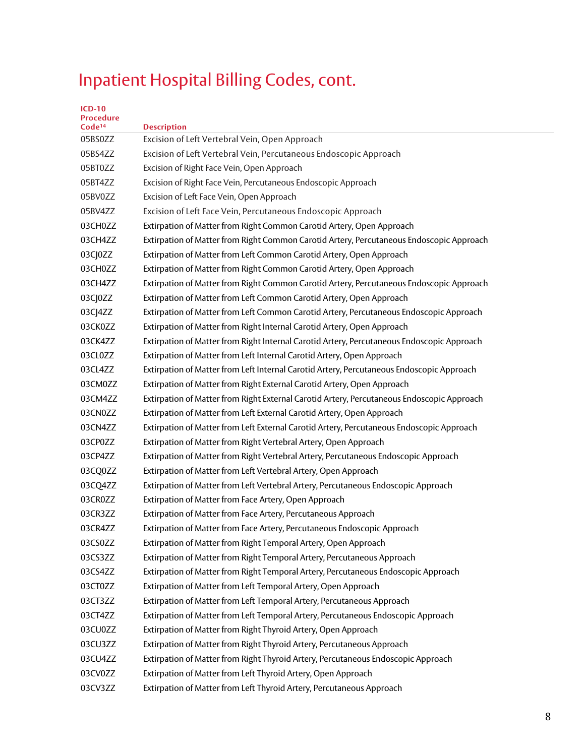# Inpatient Hospital Billing Codes, cont.

| ICD-10 Procedure Code[14] | Description |
|---|---|
| 05BS0ZZ | Excision of Left Vertebral Vein, Open Approach |
| 05BS4ZZ | Excision of Left Vertebral Vein, Percutaneous Endoscopic Approach |
| 05BT0ZZ | Excision of Right Face Vein, Open Approach |
| 05BT4ZZ | Excision of Right Face Vein, Percutaneous Endoscopic Approach |
| 05BV0ZZ | Excision of Left Face Vein, Open Approach |
| 05BV4ZZ | Excision of Left Face Vein, Percutaneous Endoscopic Approach |
| 03CH0ZZ | Extirpation of Matter from Right Common Carotid Artery, Open Approach |
| 03CH4ZZ | Extirpation of Matter from Right Common Carotid Artery, Percutaneous Endoscopic Approach |
| 03CJ0ZZ | Extirpation of Matter from Left Common Carotid Artery, Open Approach |
| 03CH0ZZ | Extirpation of Matter from Right Common Carotid Artery, Open Approach |
| 03CH4ZZ | Extirpation of Matter from Right Common Carotid Artery, Percutaneous Endoscopic Approach |
| 03CJ0ZZ | Extirpation of Matter from Left Common Carotid Artery, Open Approach |
| 03CJ4ZZ | Extirpation of Matter from Left Common Carotid Artery, Percutaneous Endoscopic Approach |
| 03CK0ZZ | Extirpation of Matter from Right Internal Carotid Artery, Open Approach |
| 03CK4ZZ | Extirpation of Matter from Right Internal Carotid Artery, Percutaneous Endoscopic Approach |
| 03CL0ZZ | Extirpation of Matter from Left Internal Carotid Artery, Open Approach |
| 03CL4ZZ | Extirpation of Matter from Left Internal Carotid Artery, Percutaneous Endoscopic Approach |
| 03CM0ZZ | Extirpation of Matter from Right External Carotid Artery, Open Approach |
| 03CM4ZZ | Extirpation of Matter from Right External Carotid Artery, Percutaneous Endoscopic Approach |
| 03CN0ZZ | Extirpation of Matter from Left External Carotid Artery, Open Approach |
| 03CN4ZZ | Extirpation of Matter from Left External Carotid Artery, Percutaneous Endoscopic Approach |
| 03CP0ZZ | Extirpation of Matter from Right Vertebral Artery, Open Approach |
| 03CP4ZZ | Extirpation of Matter from Right Vertebral Artery, Percutaneous Endoscopic Approach |
| 03CQ0ZZ | Extirpation of Matter from Left Vertebral Artery, Open Approach |
| 03CQ4ZZ | Extirpation of Matter from Left Vertebral Artery, Percutaneous Endoscopic Approach |
| 03CR0ZZ | Extirpation of Matter from Face Artery, Open Approach |
| 03CR3ZZ | Extirpation of Matter from Face Artery, Percutaneous Approach |
| 03CR4ZZ | Extirpation of Matter from Face Artery, Percutaneous Endoscopic Approach |
| 03CS0ZZ | Extirpation of Matter from Right Temporal Artery, Open Approach |
| 03CS3ZZ | Extirpation of Matter from Right Temporal Artery, Percutaneous Approach |
| 03CS4ZZ | Extirpation of Matter from Right Temporal Artery, Percutaneous Endoscopic Approach |
| 03CT0ZZ | Extirpation of Matter from Left Temporal Artery, Open Approach |
| 03CT3ZZ | Extirpation of Matter from Left Temporal Artery, Percutaneous Approach |
| 03CT4ZZ | Extirpation of Matter from Left Temporal Artery, Percutaneous Endoscopic Approach |
| 03CU0ZZ | Extirpation of Matter from Right Thyroid Artery, Open Approach |
| 03CU3ZZ | Extirpation of Matter from Right Thyroid Artery, Percutaneous Approach |
| 03CU4ZZ | Extirpation of Matter from Right Thyroid Artery, Percutaneous Endoscopic Approach |
| 03CV0ZZ | Extirpation of Matter from Left Thyroid Artery, Open Approach |
| 03CV3ZZ | Extirpation of Matter from Left Thyroid Artery, Percutaneous Approach |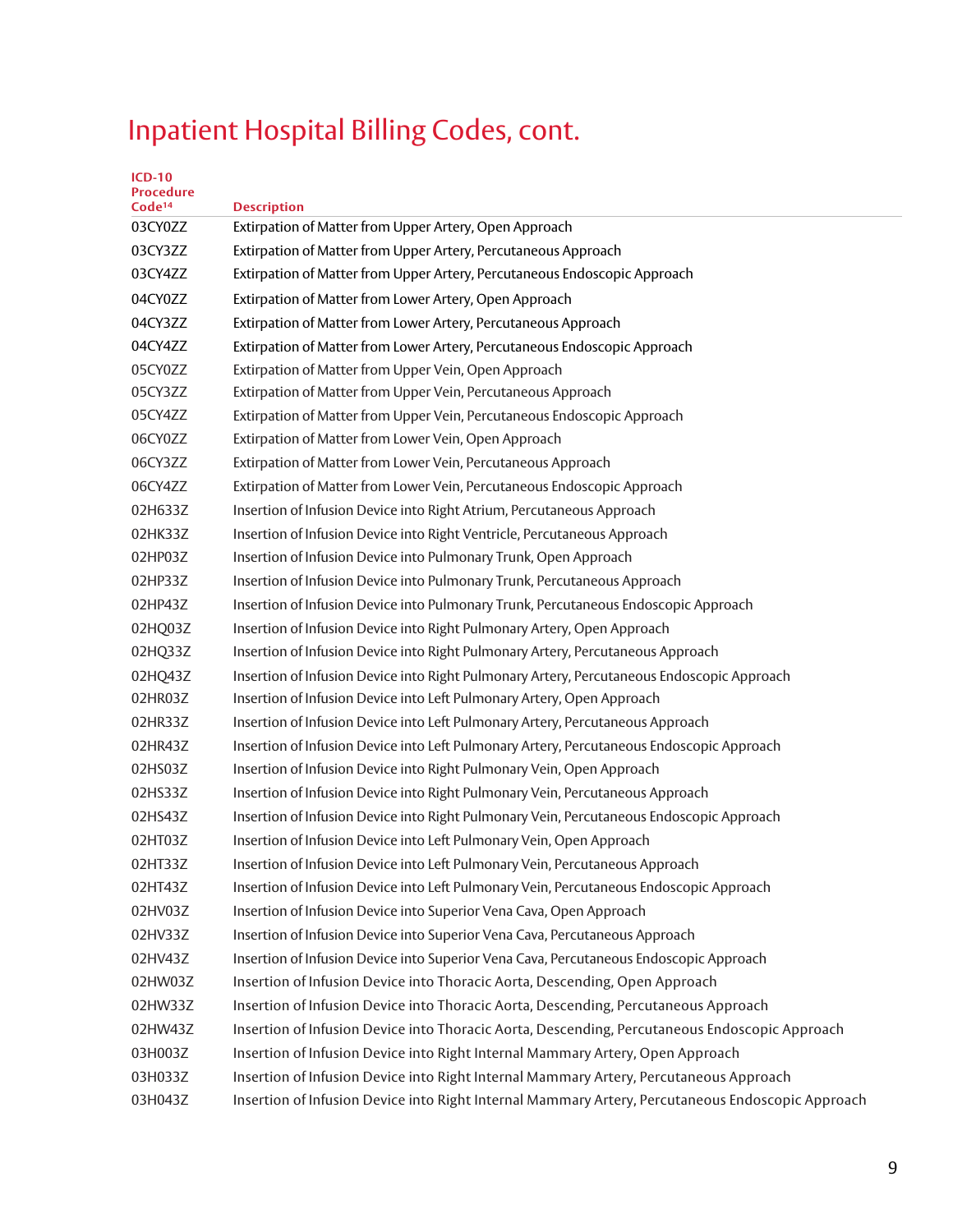# Inpatient Hospital Billing Codes, cont.

| ICD-10 Procedure Code[14] | Description |
|---|---|
| 03CY0ZZ | Extirpation of Matter from Upper Artery, Open Approach |
| 03CY3ZZ | Extirpation of Matter from Upper Artery, Percutaneous Approach |
| 03CY4ZZ | Extirpation of Matter from Upper Artery, Percutaneous Endoscopic Approach |
| 04CY0ZZ | Extirpation of Matter from Lower Artery, Open Approach |
| 04CY3ZZ | Extirpation of Matter from Lower Artery, Percutaneous Approach |
| 04CY4ZZ | Extirpation of Matter from Lower Artery, Percutaneous Endoscopic Approach |
| 05CY0ZZ | Extirpation of Matter from Upper Vein, Open Approach |
| 05CY3ZZ | Extirpation of Matter from Upper Vein, Percutaneous Approach |
| 05CY4ZZ | Extirpation of Matter from Upper Vein, Percutaneous Endoscopic Approach |
| 06CY0ZZ | Extirpation of Matter from Lower Vein, Open Approach |
| 06CY3ZZ | Extirpation of Matter from Lower Vein, Percutaneous Approach |
| 06CY4ZZ | Extirpation of Matter from Lower Vein, Percutaneous Endoscopic Approach |
| 02H633Z | Insertion of Infusion Device into Right Atrium, Percutaneous Approach |
| 02HK33Z | Insertion of Infusion Device into Right Ventricle, Percutaneous Approach |
| 02HP03Z | Insertion of Infusion Device into Pulmonary Trunk, Open Approach |
| 02HP33Z | Insertion of Infusion Device into Pulmonary Trunk, Percutaneous Approach |
| 02HP43Z | Insertion of Infusion Device into Pulmonary Trunk, Percutaneous Endoscopic Approach |
| 02HQ03Z | Insertion of Infusion Device into Right Pulmonary Artery, Open Approach |
| 02HQ33Z | Insertion of Infusion Device into Right Pulmonary Artery, Percutaneous Approach |
| 02HQ43Z | Insertion of Infusion Device into Right Pulmonary Artery, Percutaneous Endoscopic Approach |
| 02HR03Z | Insertion of Infusion Device into Left Pulmonary Artery, Open Approach |
| 02HR33Z | Insertion of Infusion Device into Left Pulmonary Artery, Percutaneous Approach |
| 02HR43Z | Insertion of Infusion Device into Left Pulmonary Artery, Percutaneous Endoscopic Approach |
| 02HS03Z | Insertion of Infusion Device into Right Pulmonary Vein, Open Approach |
| 02HS33Z | Insertion of Infusion Device into Right Pulmonary Vein, Percutaneous Approach |
| 02HS43Z | Insertion of Infusion Device into Right Pulmonary Vein, Percutaneous Endoscopic Approach |
| 02HT03Z | Insertion of Infusion Device into Left Pulmonary Vein, Open Approach |
| 02HT33Z | Insertion of Infusion Device into Left Pulmonary Vein, Percutaneous Approach |
| 02HT43Z | Insertion of Infusion Device into Left Pulmonary Vein, Percutaneous Endoscopic Approach |
| 02HV03Z | Insertion of Infusion Device into Superior Vena Cava, Open Approach |
| 02HV33Z | Insertion of Infusion Device into Superior Vena Cava, Percutaneous Approach |
| 02HV43Z | Insertion of Infusion Device into Superior Vena Cava, Percutaneous Endoscopic Approach |
| 02HW03Z | Insertion of Infusion Device into Thoracic Aorta, Descending, Open Approach |
| 02HW33Z | Insertion of Infusion Device into Thoracic Aorta, Descending, Percutaneous Approach |
| 02HW43Z | Insertion of Infusion Device into Thoracic Aorta, Descending, Percutaneous Endoscopic Approach |
| 03H003Z | Insertion of Infusion Device into Right Internal Mammary Artery, Open Approach |
| 03H033Z | Insertion of Infusion Device into Right Internal Mammary Artery, Percutaneous Approach |
| 03H043Z | Insertion of Infusion Device into Right Internal Mammary Artery, Percutaneous Endoscopic Approach |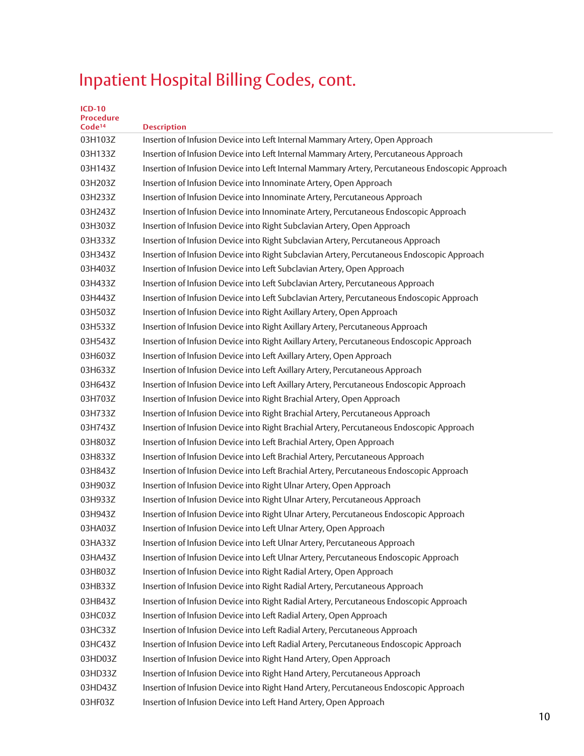# Inpatient Hospital Billing Codes, cont.

| ICD-10 Procedure Code[14] | Description |
|---|---|
| 03H103Z | Insertion of Infusion Device into Left Internal Mammary Artery, Open Approach |
| 03H133Z | Insertion of Infusion Device into Left Internal Mammary Artery, Percutaneous Approach |
| 03H143Z | Insertion of Infusion Device into Left Internal Mammary Artery, Percutaneous Endoscopic Approach |
| 03H203Z | Insertion of Infusion Device into Innominate Artery, Open Approach |
| 03H233Z | Insertion of Infusion Device into Innominate Artery, Percutaneous Approach |
| 03H243Z | Insertion of Infusion Device into Innominate Artery, Percutaneous Endoscopic Approach |
| 03H303Z | Insertion of Infusion Device into Right Subclavian Artery, Open Approach |
| 03H333Z | Insertion of Infusion Device into Right Subclavian Artery, Percutaneous Approach |
| 03H343Z | Insertion of Infusion Device into Right Subclavian Artery, Percutaneous Endoscopic Approach |
| 03H403Z | Insertion of Infusion Device into Left Subclavian Artery, Open Approach |
| 03H433Z | Insertion of Infusion Device into Left Subclavian Artery, Percutaneous Approach |
| 03H443Z | Insertion of Infusion Device into Left Subclavian Artery, Percutaneous Endoscopic Approach |
| 03H503Z | Insertion of Infusion Device into Right Axillary Artery, Open Approach |
| 03H533Z | Insertion of Infusion Device into Right Axillary Artery, Percutaneous Approach |
| 03H543Z | Insertion of Infusion Device into Right Axillary Artery, Percutaneous Endoscopic Approach |
| 03H603Z | Insertion of Infusion Device into Left Axillary Artery, Open Approach |
| 03H633Z | Insertion of Infusion Device into Left Axillary Artery, Percutaneous Approach |
| 03H643Z | Insertion of Infusion Device into Left Axillary Artery, Percutaneous Endoscopic Approach |
| 03H703Z | Insertion of Infusion Device into Right Brachial Artery, Open Approach |
| 03H733Z | Insertion of Infusion Device into Right Brachial Artery, Percutaneous Approach |
| 03H743Z | Insertion of Infusion Device into Right Brachial Artery, Percutaneous Endoscopic Approach |
| 03H803Z | Insertion of Infusion Device into Left Brachial Artery, Open Approach |
| 03H833Z | Insertion of Infusion Device into Left Brachial Artery, Percutaneous Approach |
| 03H843Z | Insertion of Infusion Device into Left Brachial Artery, Percutaneous Endoscopic Approach |
| 03H903Z | Insertion of Infusion Device into Right Ulnar Artery, Open Approach |
| 03H933Z | Insertion of Infusion Device into Right Ulnar Artery, Percutaneous Approach |
| 03H943Z | Insertion of Infusion Device into Right Ulnar Artery, Percutaneous Endoscopic Approach |
| 03HA03Z | Insertion of Infusion Device into Left Ulnar Artery, Open Approach |
| 03HA33Z | Insertion of Infusion Device into Left Ulnar Artery, Percutaneous Approach |
| 03HA43Z | Insertion of Infusion Device into Left Ulnar Artery, Percutaneous Endoscopic Approach |
| 03HB03Z | Insertion of Infusion Device into Right Radial Artery, Open Approach |
| 03HB33Z | Insertion of Infusion Device into Right Radial Artery, Percutaneous Approach |
| 03HB43Z | Insertion of Infusion Device into Right Radial Artery, Percutaneous Endoscopic Approach |
| 03HC03Z | Insertion of Infusion Device into Left Radial Artery, Open Approach |
| 03HC33Z | Insertion of Infusion Device into Left Radial Artery, Percutaneous Approach |
| 03HC43Z | Insertion of Infusion Device into Left Radial Artery, Percutaneous Endoscopic Approach |
| 03HD03Z | Insertion of Infusion Device into Right Hand Artery, Open Approach |
| 03HD33Z | Insertion of Infusion Device into Right Hand Artery, Percutaneous Approach |
| 03HD43Z | Insertion of Infusion Device into Right Hand Artery, Percutaneous Endoscopic Approach |
| 03HF03Z | Insertion of Infusion Device into Left Hand Artery, Open Approach |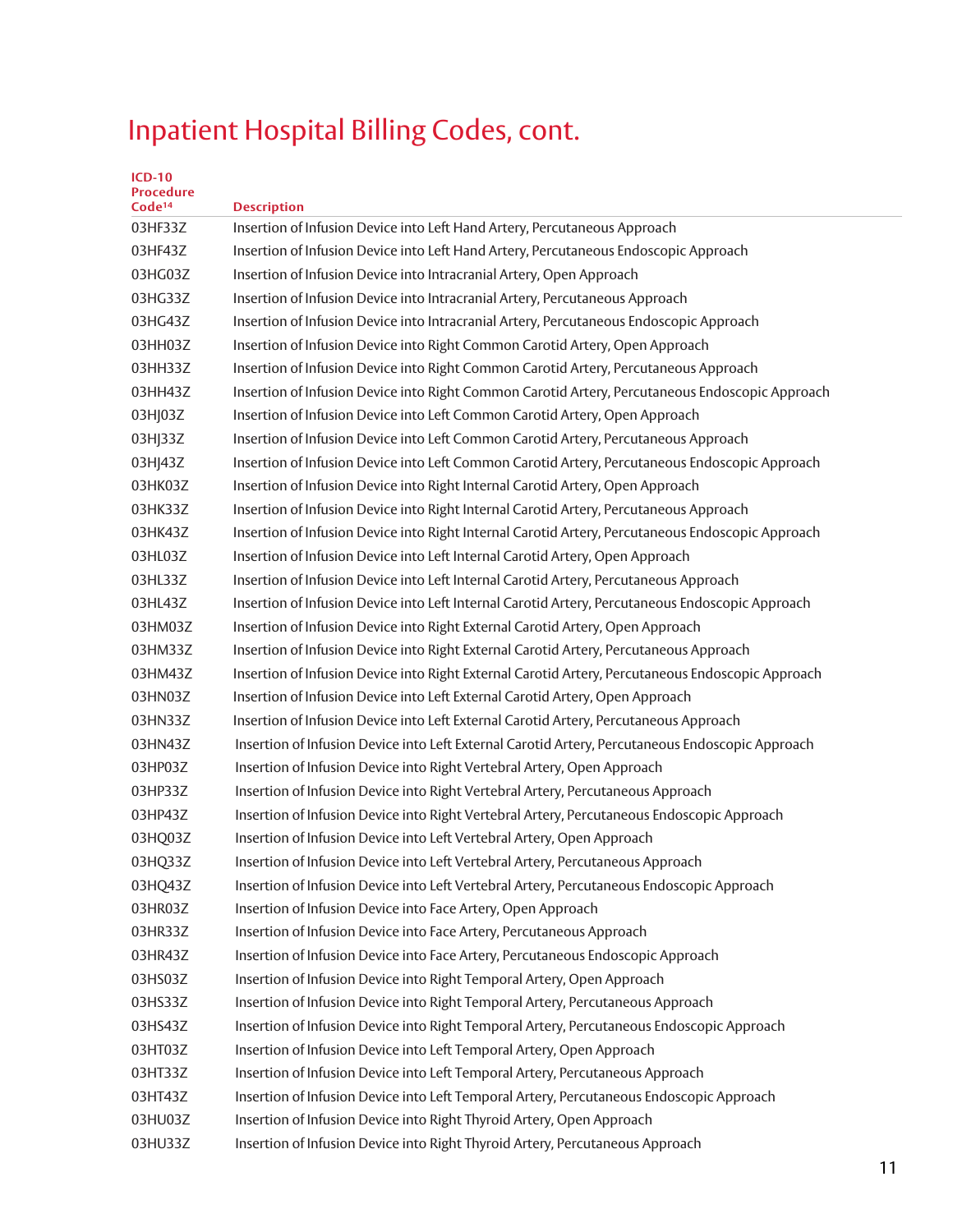## Inpatient Hospital Billing Codes, cont.

| ICD-10 Procedure Code[14] | Description |
|---|---|
| 03HF33Z | Insertion of Infusion Device into Left Hand Artery, Percutaneous Approach |
| 03HF43Z | Insertion of Infusion Device into Left Hand Artery, Percutaneous Endoscopic Approach |
| 03HG03Z | Insertion of Infusion Device into Intracranial Artery, Open Approach |
| 03HG33Z | Insertion of Infusion Device into Intracranial Artery, Percutaneous Approach |
| 03HG43Z | Insertion of Infusion Device into Intracranial Artery, Percutaneous Endoscopic Approach |
| 03HH03Z | Insertion of Infusion Device into Right Common Carotid Artery, Open Approach |
| 03HH33Z | Insertion of Infusion Device into Right Common Carotid Artery, Percutaneous Approach |
| 03HH43Z | Insertion of Infusion Device into Right Common Carotid Artery, Percutaneous Endoscopic Approach |
| 03HJ03Z | Insertion of Infusion Device into Left Common Carotid Artery, Open Approach |
| 03HJ33Z | Insertion of Infusion Device into Left Common Carotid Artery, Percutaneous Approach |
| 03HJ43Z | Insertion of Infusion Device into Left Common Carotid Artery, Percutaneous Endoscopic Approach |
| 03HK03Z | Insertion of Infusion Device into Right Internal Carotid Artery, Open Approach |
| 03HK33Z | Insertion of Infusion Device into Right Internal Carotid Artery, Percutaneous Approach |
| 03HK43Z | Insertion of Infusion Device into Right Internal Carotid Artery, Percutaneous Endoscopic Approach |
| 03HL03Z | Insertion of Infusion Device into Left Internal Carotid Artery, Open Approach |
| 03HL33Z | Insertion of Infusion Device into Left Internal Carotid Artery, Percutaneous Approach |
| 03HL43Z | Insertion of Infusion Device into Left Internal Carotid Artery, Percutaneous Endoscopic Approach |
| 03HM03Z | Insertion of Infusion Device into Right External Carotid Artery, Open Approach |
| 03HM33Z | Insertion of Infusion Device into Right External Carotid Artery, Percutaneous Approach |
| 03HM43Z | Insertion of Infusion Device into Right External Carotid Artery, Percutaneous Endoscopic Approach |
| 03HN03Z | Insertion of Infusion Device into Left External Carotid Artery, Open Approach |
| 03HN33Z | Insertion of Infusion Device into Left External Carotid Artery, Percutaneous Approach |
| 03HN43Z | Insertion of Infusion Device into Left External Carotid Artery, Percutaneous Endoscopic Approach |
| 03HP03Z | Insertion of Infusion Device into Right Vertebral Artery, Open Approach |
| 03HP33Z | Insertion of Infusion Device into Right Vertebral Artery, Percutaneous Approach |
| 03HP43Z | Insertion of Infusion Device into Right Vertebral Artery, Percutaneous Endoscopic Approach |
| 03HQ03Z | Insertion of Infusion Device into Left Vertebral Artery, Open Approach |
| 03HQ33Z | Insertion of Infusion Device into Left Vertebral Artery, Percutaneous Approach |
| 03HQ43Z | Insertion of Infusion Device into Left Vertebral Artery, Percutaneous Endoscopic Approach |
| 03HR03Z | Insertion of Infusion Device into Face Artery, Open Approach |
| 03HR33Z | Insertion of Infusion Device into Face Artery, Percutaneous Approach |
| 03HR43Z | Insertion of Infusion Device into Face Artery, Percutaneous Endoscopic Approach |
| 03HS03Z | Insertion of Infusion Device into Right Temporal Artery, Open Approach |
| 03HS33Z | Insertion of Infusion Device into Right Temporal Artery, Percutaneous Approach |
| 03HS43Z | Insertion of Infusion Device into Right Temporal Artery, Percutaneous Endoscopic Approach |
| 03HT03Z | Insertion of Infusion Device into Left Temporal Artery, Open Approach |
| 03HT33Z | Insertion of Infusion Device into Left Temporal Artery, Percutaneous Approach |
| 03HT43Z | Insertion of Infusion Device into Left Temporal Artery, Percutaneous Endoscopic Approach |
| 03HU03Z | Insertion of Infusion Device into Right Thyroid Artery, Open Approach |
| 03HU33Z | Insertion of Infusion Device into Right Thyroid Artery, Percutaneous Approach |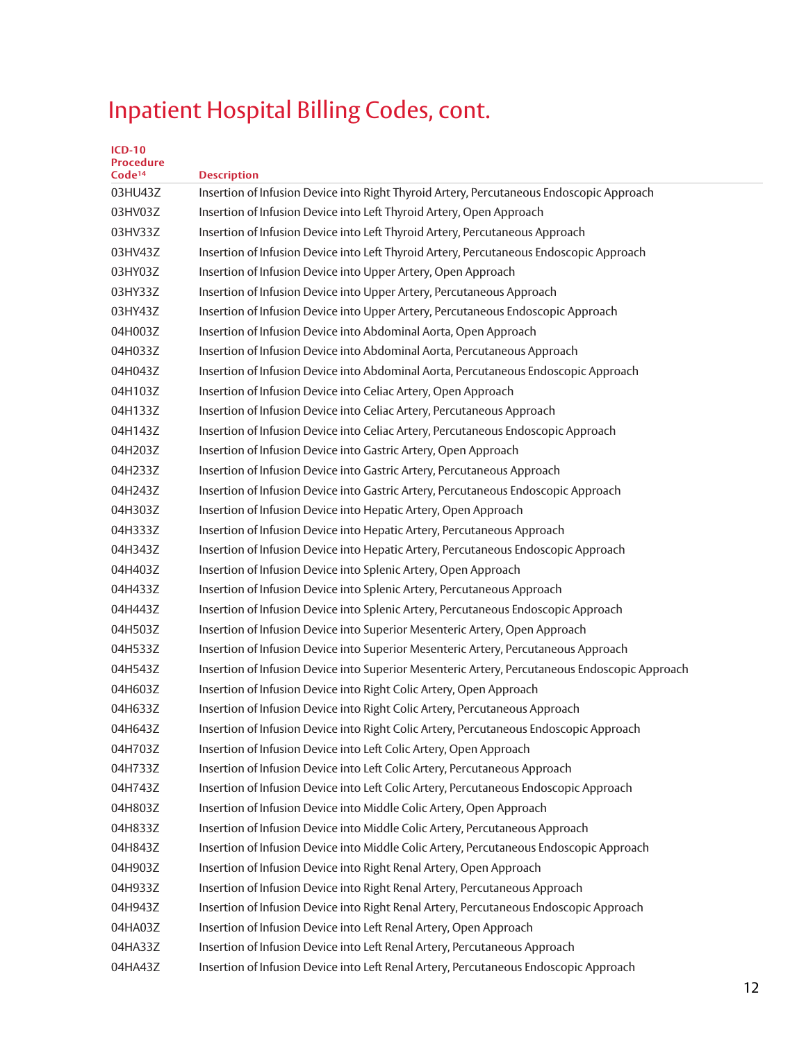# Inpatient Hospital Billing Codes, cont.

| ICD-10 Procedure Code[14] | Description |
|---|---|
| 03HU43Z | Insertion of Infusion Device into Right Thyroid Artery, Percutaneous Endoscopic Approach |
| 03HV03Z | Insertion of Infusion Device into Left Thyroid Artery, Open Approach |
| 03HV33Z | Insertion of Infusion Device into Left Thyroid Artery, Percutaneous Approach |
| 03HV43Z | Insertion of Infusion Device into Left Thyroid Artery, Percutaneous Endoscopic Approach |
| 03HY03Z | Insertion of Infusion Device into Upper Artery, Open Approach |
| 03HY33Z | Insertion of Infusion Device into Upper Artery, Percutaneous Approach |
| 03HY43Z | Insertion of Infusion Device into Upper Artery, Percutaneous Endoscopic Approach |
| 04H003Z | Insertion of Infusion Device into Abdominal Aorta, Open Approach |
| 04H033Z | Insertion of Infusion Device into Abdominal Aorta, Percutaneous Approach |
| 04H043Z | Insertion of Infusion Device into Abdominal Aorta, Percutaneous Endoscopic Approach |
| 04H103Z | Insertion of Infusion Device into Celiac Artery, Open Approach |
| 04H133Z | Insertion of Infusion Device into Celiac Artery, Percutaneous Approach |
| 04H143Z | Insertion of Infusion Device into Celiac Artery, Percutaneous Endoscopic Approach |
| 04H203Z | Insertion of Infusion Device into Gastric Artery, Open Approach |
| 04H233Z | Insertion of Infusion Device into Gastric Artery, Percutaneous Approach |
| 04H243Z | Insertion of Infusion Device into Gastric Artery, Percutaneous Endoscopic Approach |
| 04H303Z | Insertion of Infusion Device into Hepatic Artery, Open Approach |
| 04H333Z | Insertion of Infusion Device into Hepatic Artery, Percutaneous Approach |
| 04H343Z | Insertion of Infusion Device into Hepatic Artery, Percutaneous Endoscopic Approach |
| 04H403Z | Insertion of Infusion Device into Splenic Artery, Open Approach |
| 04H433Z | Insertion of Infusion Device into Splenic Artery, Percutaneous Approach |
| 04H443Z | Insertion of Infusion Device into Splenic Artery, Percutaneous Endoscopic Approach |
| 04H503Z | Insertion of Infusion Device into Superior Mesenteric Artery, Open Approach |
| 04H533Z | Insertion of Infusion Device into Superior Mesenteric Artery, Percutaneous Approach |
| 04H543Z | Insertion of Infusion Device into Superior Mesenteric Artery, Percutaneous Endoscopic Approach |
| 04H603Z | Insertion of Infusion Device into Right Colic Artery, Open Approach |
| 04H633Z | Insertion of Infusion Device into Right Colic Artery, Percutaneous Approach |
| 04H643Z | Insertion of Infusion Device into Right Colic Artery, Percutaneous Endoscopic Approach |
| 04H703Z | Insertion of Infusion Device into Left Colic Artery, Open Approach |
| 04H733Z | Insertion of Infusion Device into Left Colic Artery, Percutaneous Approach |
| 04H743Z | Insertion of Infusion Device into Left Colic Artery, Percutaneous Endoscopic Approach |
| 04H803Z | Insertion of Infusion Device into Middle Colic Artery, Open Approach |
| 04H833Z | Insertion of Infusion Device into Middle Colic Artery, Percutaneous Approach |
| 04H843Z | Insertion of Infusion Device into Middle Colic Artery, Percutaneous Endoscopic Approach |
| 04H903Z | Insertion of Infusion Device into Right Renal Artery, Open Approach |
| 04H933Z | Insertion of Infusion Device into Right Renal Artery, Percutaneous Approach |
| 04H943Z | Insertion of Infusion Device into Right Renal Artery, Percutaneous Endoscopic Approach |
| 04HA03Z | Insertion of Infusion Device into Left Renal Artery, Open Approach |
| 04HA33Z | Insertion of Infusion Device into Left Renal Artery, Percutaneous Approach |
| 04HA43Z | Insertion of Infusion Device into Left Renal Artery, Percutaneous Endoscopic Approach |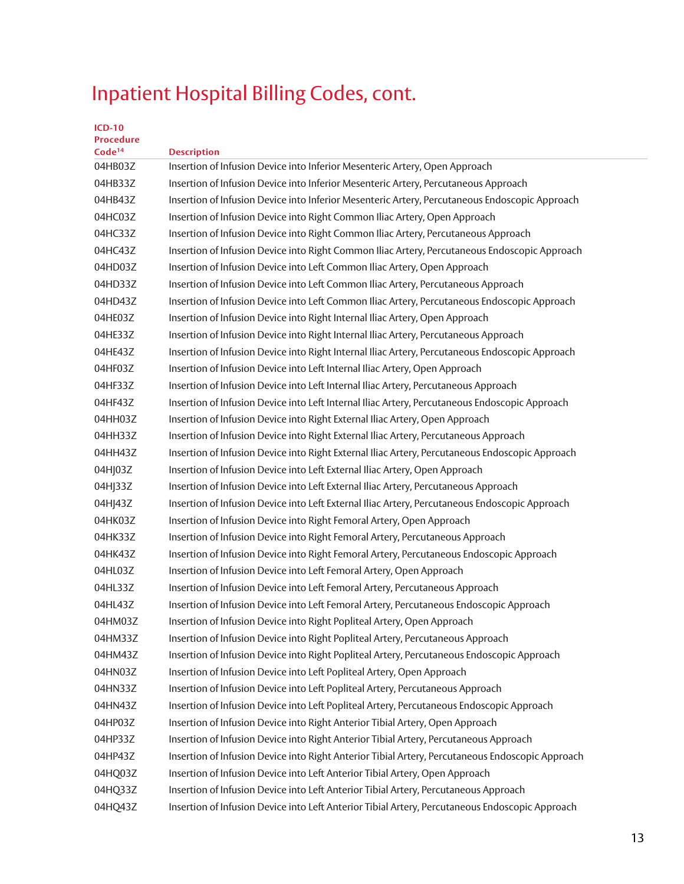# Inpatient Hospital Billing Codes, cont.

| ICD-10 Procedure Code[14] | Description |
|---|---|
| 04HB03Z | Insertion of Infusion Device into Inferior Mesenteric Artery, Open Approach |
| 04HB33Z | Insertion of Infusion Device into Inferior Mesenteric Artery, Percutaneous Approach |
| 04HB43Z | Insertion of Infusion Device into Inferior Mesenteric Artery, Percutaneous Endoscopic Approach |
| 04HC03Z | Insertion of Infusion Device into Right Common Iliac Artery, Open Approach |
| 04HC33Z | Insertion of Infusion Device into Right Common Iliac Artery, Percutaneous Approach |
| 04HC43Z | Insertion of Infusion Device into Right Common Iliac Artery, Percutaneous Endoscopic Approach |
| 04HD03Z | Insertion of Infusion Device into Left Common Iliac Artery, Open Approach |
| 04HD33Z | Insertion of Infusion Device into Left Common Iliac Artery, Percutaneous Approach |
| 04HD43Z | Insertion of Infusion Device into Left Common Iliac Artery, Percutaneous Endoscopic Approach |
| 04HE03Z | Insertion of Infusion Device into Right Internal Iliac Artery, Open Approach |
| 04HE33Z | Insertion of Infusion Device into Right Internal Iliac Artery, Percutaneous Approach |
| 04HE43Z | Insertion of Infusion Device into Right Internal Iliac Artery, Percutaneous Endoscopic Approach |
| 04HF03Z | Insertion of Infusion Device into Left Internal Iliac Artery, Open Approach |
| 04HF33Z | Insertion of Infusion Device into Left Internal Iliac Artery, Percutaneous Approach |
| 04HF43Z | Insertion of Infusion Device into Left Internal Iliac Artery, Percutaneous Endoscopic Approach |
| 04HH03Z | Insertion of Infusion Device into Right External Iliac Artery, Open Approach |
| 04HH33Z | Insertion of Infusion Device into Right External Iliac Artery, Percutaneous Approach |
| 04HH43Z | Insertion of Infusion Device into Right External Iliac Artery, Percutaneous Endoscopic Approach |
| 04HJ03Z | Insertion of Infusion Device into Left External Iliac Artery, Open Approach |
| 04HJ33Z | Insertion of Infusion Device into Left External Iliac Artery, Percutaneous Approach |
| 04HJ43Z | Insertion of Infusion Device into Left External Iliac Artery, Percutaneous Endoscopic Approach |
| 04HK03Z | Insertion of Infusion Device into Right Femoral Artery, Open Approach |
| 04HK33Z | Insertion of Infusion Device into Right Femoral Artery, Percutaneous Approach |
| 04HK43Z | Insertion of Infusion Device into Right Femoral Artery, Percutaneous Endoscopic Approach |
| 04HL03Z | Insertion of Infusion Device into Left Femoral Artery, Open Approach |
| 04HL33Z | Insertion of Infusion Device into Left Femoral Artery, Percutaneous Approach |
| 04HL43Z | Insertion of Infusion Device into Left Femoral Artery, Percutaneous Endoscopic Approach |
| 04HM03Z | Insertion of Infusion Device into Right Popliteal Artery, Open Approach |
| 04HM33Z | Insertion of Infusion Device into Right Popliteal Artery, Percutaneous Approach |
| 04HM43Z | Insertion of Infusion Device into Right Popliteal Artery, Percutaneous Endoscopic Approach |
| 04HN03Z | Insertion of Infusion Device into Left Popliteal Artery, Open Approach |
| 04HN33Z | Insertion of Infusion Device into Left Popliteal Artery, Percutaneous Approach |
| 04HN43Z | Insertion of Infusion Device into Left Popliteal Artery, Percutaneous Endoscopic Approach |
| 04HP03Z | Insertion of Infusion Device into Right Anterior Tibial Artery, Open Approach |
| 04HP33Z | Insertion of Infusion Device into Right Anterior Tibial Artery, Percutaneous Approach |
| 04HP43Z | Insertion of Infusion Device into Right Anterior Tibial Artery, Percutaneous Endoscopic Approach |
| 04HQ03Z | Insertion of Infusion Device into Left Anterior Tibial Artery, Open Approach |
| 04HQ33Z | Insertion of Infusion Device into Left Anterior Tibial Artery, Percutaneous Approach |
| 04HQ43Z | Insertion of Infusion Device into Left Anterior Tibial Artery, Percutaneous Endoscopic Approach |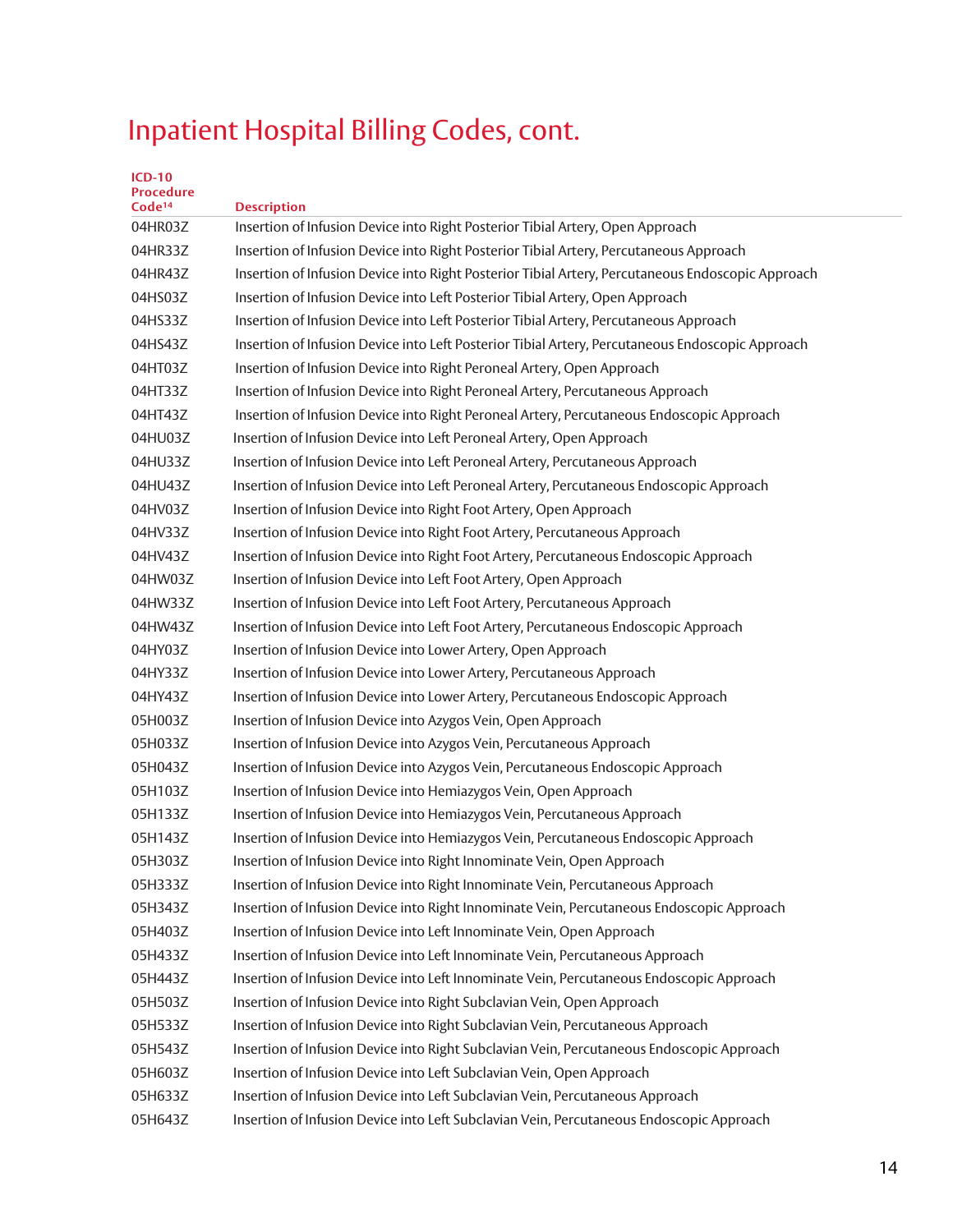# Inpatient Hospital Billing Codes, cont.

| ICD-10 Procedure Code[14] | Description |
|---|---|
| 04HR03Z | Insertion of Infusion Device into Right Posterior Tibial Artery, Open Approach |
| 04HR33Z | Insertion of Infusion Device into Right Posterior Tibial Artery, Percutaneous Approach |
| 04HR43Z | Insertion of Infusion Device into Right Posterior Tibial Artery, Percutaneous Endoscopic Approach |
| 04HS03Z | Insertion of Infusion Device into Left Posterior Tibial Artery, Open Approach |
| 04HS33Z | Insertion of Infusion Device into Left Posterior Tibial Artery, Percutaneous Approach |
| 04HS43Z | Insertion of Infusion Device into Left Posterior Tibial Artery, Percutaneous Endoscopic Approach |
| 04HT03Z | Insertion of Infusion Device into Right Peroneal Artery, Open Approach |
| 04HT33Z | Insertion of Infusion Device into Right Peroneal Artery, Percutaneous Approach |
| 04HT43Z | Insertion of Infusion Device into Right Peroneal Artery, Percutaneous Endoscopic Approach |
| 04HU03Z | Insertion of Infusion Device into Left Peroneal Artery, Open Approach |
| 04HU33Z | Insertion of Infusion Device into Left Peroneal Artery, Percutaneous Approach |
| 04HU43Z | Insertion of Infusion Device into Left Peroneal Artery, Percutaneous Endoscopic Approach |
| 04HV03Z | Insertion of Infusion Device into Right Foot Artery, Open Approach |
| 04HV33Z | Insertion of Infusion Device into Right Foot Artery, Percutaneous Approach |
| 04HV43Z | Insertion of Infusion Device into Right Foot Artery, Percutaneous Endoscopic Approach |
| 04HW03Z | Insertion of Infusion Device into Left Foot Artery, Open Approach |
| 04HW33Z | Insertion of Infusion Device into Left Foot Artery, Percutaneous Approach |
| 04HW43Z | Insertion of Infusion Device into Left Foot Artery, Percutaneous Endoscopic Approach |
| 04HY03Z | Insertion of Infusion Device into Lower Artery, Open Approach |
| 04HY33Z | Insertion of Infusion Device into Lower Artery, Percutaneous Approach |
| 04HY43Z | Insertion of Infusion Device into Lower Artery, Percutaneous Endoscopic Approach |
| 05H003Z | Insertion of Infusion Device into Azygos Vein, Open Approach |
| 05H033Z | Insertion of Infusion Device into Azygos Vein, Percutaneous Approach |
| 05H043Z | Insertion of Infusion Device into Azygos Vein, Percutaneous Endoscopic Approach |
| 05H103Z | Insertion of Infusion Device into Hemiazygos Vein, Open Approach |
| 05H133Z | Insertion of Infusion Device into Hemiazygos Vein, Percutaneous Approach |
| 05H143Z | Insertion of Infusion Device into Hemiazygos Vein, Percutaneous Endoscopic Approach |
| 05H303Z | Insertion of Infusion Device into Right Innominate Vein, Open Approach |
| 05H333Z | Insertion of Infusion Device into Right Innominate Vein, Percutaneous Approach |
| 05H343Z | Insertion of Infusion Device into Right Innominate Vein, Percutaneous Endoscopic Approach |
| 05H403Z | Insertion of Infusion Device into Left Innominate Vein, Open Approach |
| 05H433Z | Insertion of Infusion Device into Left Innominate Vein, Percutaneous Approach |
| 05H443Z | Insertion of Infusion Device into Left Innominate Vein, Percutaneous Endoscopic Approach |
| 05H503Z | Insertion of Infusion Device into Right Subclavian Vein, Open Approach |
| 05H533Z | Insertion of Infusion Device into Right Subclavian Vein, Percutaneous Approach |
| 05H543Z | Insertion of Infusion Device into Right Subclavian Vein, Percutaneous Endoscopic Approach |
| 05H603Z | Insertion of Infusion Device into Left Subclavian Vein, Open Approach |
| 05H633Z | Insertion of Infusion Device into Left Subclavian Vein, Percutaneous Approach |
| 05H643Z | Insertion of Infusion Device into Left Subclavian Vein, Percutaneous Endoscopic Approach |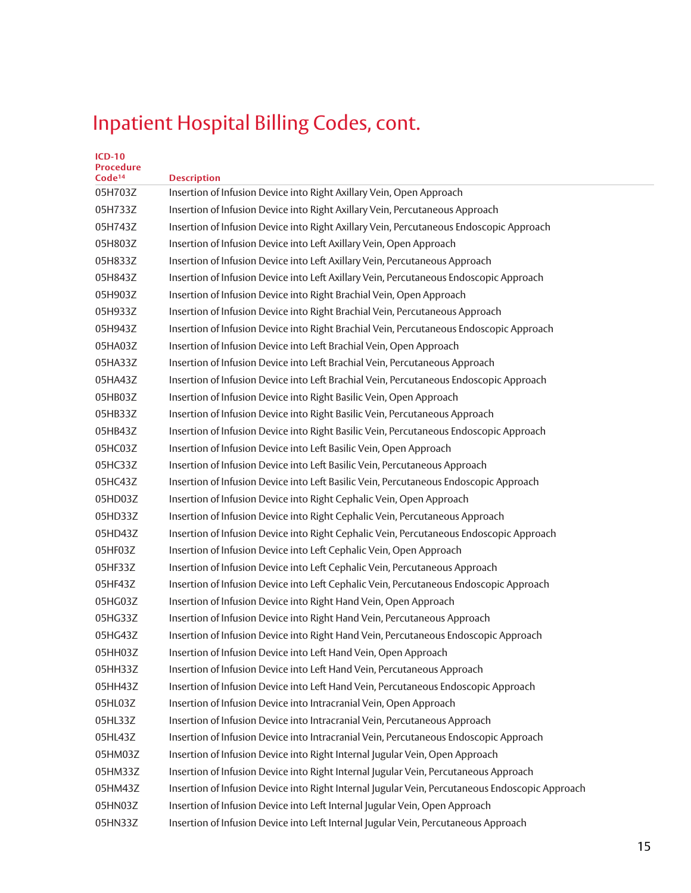# Inpatient Hospital Billing Codes, cont.

| ICD-10 Procedure Code[14] | Description |
|---|---|
| 05H703Z | Insertion of Infusion Device into Right Axillary Vein, Open Approach |
| 05H733Z | Insertion of Infusion Device into Right Axillary Vein, Percutaneous Approach |
| 05H743Z | Insertion of Infusion Device into Right Axillary Vein, Percutaneous Endoscopic Approach |
| 05H803Z | Insertion of Infusion Device into Left Axillary Vein, Open Approach |
| 05H833Z | Insertion of Infusion Device into Left Axillary Vein, Percutaneous Approach |
| 05H843Z | Insertion of Infusion Device into Left Axillary Vein, Percutaneous Endoscopic Approach |
| 05H903Z | Insertion of Infusion Device into Right Brachial Vein, Open Approach |
| 05H933Z | Insertion of Infusion Device into Right Brachial Vein, Percutaneous Approach |
| 05H943Z | Insertion of Infusion Device into Right Brachial Vein, Percutaneous Endoscopic Approach |
| 05HA03Z | Insertion of Infusion Device into Left Brachial Vein, Open Approach |
| 05HA33Z | Insertion of Infusion Device into Left Brachial Vein, Percutaneous Approach |
| 05HA43Z | Insertion of Infusion Device into Left Brachial Vein, Percutaneous Endoscopic Approach |
| 05HB03Z | Insertion of Infusion Device into Right Basilic Vein, Open Approach |
| 05HB33Z | Insertion of Infusion Device into Right Basilic Vein, Percutaneous Approach |
| 05HB43Z | Insertion of Infusion Device into Right Basilic Vein, Percutaneous Endoscopic Approach |
| 05HC03Z | Insertion of Infusion Device into Left Basilic Vein, Open Approach |
| 05HC33Z | Insertion of Infusion Device into Left Basilic Vein, Percutaneous Approach |
| 05HC43Z | Insertion of Infusion Device into Left Basilic Vein, Percutaneous Endoscopic Approach |
| 05HD03Z | Insertion of Infusion Device into Right Cephalic Vein, Open Approach |
| 05HD33Z | Insertion of Infusion Device into Right Cephalic Vein, Percutaneous Approach |
| 05HD43Z | Insertion of Infusion Device into Right Cephalic Vein, Percutaneous Endoscopic Approach |
| 05HF03Z | Insertion of Infusion Device into Left Cephalic Vein, Open Approach |
| 05HF33Z | Insertion of Infusion Device into Left Cephalic Vein, Percutaneous Approach |
| 05HF43Z | Insertion of Infusion Device into Left Cephalic Vein, Percutaneous Endoscopic Approach |
| 05HG03Z | Insertion of Infusion Device into Right Hand Vein, Open Approach |
| 05HG33Z | Insertion of Infusion Device into Right Hand Vein, Percutaneous Approach |
| 05HG43Z | Insertion of Infusion Device into Right Hand Vein, Percutaneous Endoscopic Approach |
| 05HH03Z | Insertion of Infusion Device into Left Hand Vein, Open Approach |
| 05HH33Z | Insertion of Infusion Device into Left Hand Vein, Percutaneous Approach |
| 05HH43Z | Insertion of Infusion Device into Left Hand Vein, Percutaneous Endoscopic Approach |
| 05HL03Z | Insertion of Infusion Device into Intracranial Vein, Open Approach |
| 05HL33Z | Insertion of Infusion Device into Intracranial Vein, Percutaneous Approach |
| 05HL43Z | Insertion of Infusion Device into Intracranial Vein, Percutaneous Endoscopic Approach |
| 05HM03Z | Insertion of Infusion Device into Right Internal Jugular Vein, Open Approach |
| 05HM33Z | Insertion of Infusion Device into Right Internal Jugular Vein, Percutaneous Approach |
| 05HM43Z | Insertion of Infusion Device into Right Internal Jugular Vein, Percutaneous Endoscopic Approach |
| 05HN03Z | Insertion of Infusion Device into Left Internal Jugular Vein, Open Approach |
| 05HN33Z | Insertion of Infusion Device into Left Internal Jugular Vein, Percutaneous Approach |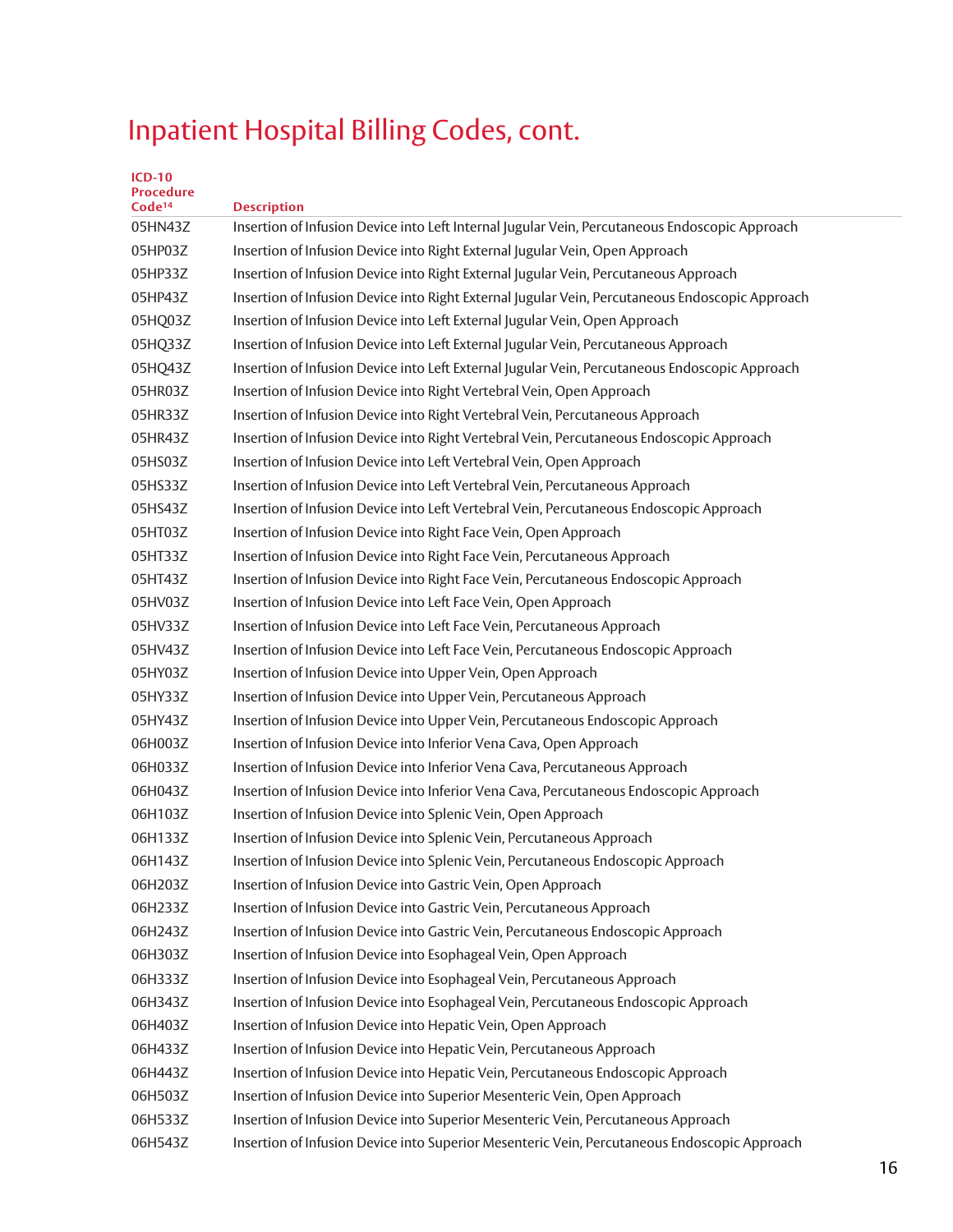# Inpatient Hospital Billing Codes, cont.

| ICD-10 Procedure Code[14] | Description |
|---|---|
| 05HN43Z | Insertion of Infusion Device into Left Internal Jugular Vein, Percutaneous Endoscopic Approach |
| 05HP03Z | Insertion of Infusion Device into Right External Jugular Vein, Open Approach |
| 05HP33Z | Insertion of Infusion Device into Right External Jugular Vein, Percutaneous Approach |
| 05HP43Z | Insertion of Infusion Device into Right External Jugular Vein, Percutaneous Endoscopic Approach |
| 05HQ03Z | Insertion of Infusion Device into Left External Jugular Vein, Open Approach |
| 05HQ33Z | Insertion of Infusion Device into Left External Jugular Vein, Percutaneous Approach |
| 05HQ43Z | Insertion of Infusion Device into Left External Jugular Vein, Percutaneous Endoscopic Approach |
| 05HR03Z | Insertion of Infusion Device into Right Vertebral Vein, Open Approach |
| 05HR33Z | Insertion of Infusion Device into Right Vertebral Vein, Percutaneous Approach |
| 05HR43Z | Insertion of Infusion Device into Right Vertebral Vein, Percutaneous Endoscopic Approach |
| 05HS03Z | Insertion of Infusion Device into Left Vertebral Vein, Open Approach |
| 05HS33Z | Insertion of Infusion Device into Left Vertebral Vein, Percutaneous Approach |
| 05HS43Z | Insertion of Infusion Device into Left Vertebral Vein, Percutaneous Endoscopic Approach |
| 05HT03Z | Insertion of Infusion Device into Right Face Vein, Open Approach |
| 05HT33Z | Insertion of Infusion Device into Right Face Vein, Percutaneous Approach |
| 05HT43Z | Insertion of Infusion Device into Right Face Vein, Percutaneous Endoscopic Approach |
| 05HV03Z | Insertion of Infusion Device into Left Face Vein, Open Approach |
| 05HV33Z | Insertion of Infusion Device into Left Face Vein, Percutaneous Approach |
| 05HV43Z | Insertion of Infusion Device into Left Face Vein, Percutaneous Endoscopic Approach |
| 05HY03Z | Insertion of Infusion Device into Upper Vein, Open Approach |
| 05HY33Z | Insertion of Infusion Device into Upper Vein, Percutaneous Approach |
| 05HY43Z | Insertion of Infusion Device into Upper Vein, Percutaneous Endoscopic Approach |
| 06H003Z | Insertion of Infusion Device into Inferior Vena Cava, Open Approach |
| 06H033Z | Insertion of Infusion Device into Inferior Vena Cava, Percutaneous Approach |
| 06H043Z | Insertion of Infusion Device into Inferior Vena Cava, Percutaneous Endoscopic Approach |
| 06H103Z | Insertion of Infusion Device into Splenic Vein, Open Approach |
| 06H133Z | Insertion of Infusion Device into Splenic Vein, Percutaneous Approach |
| 06H143Z | Insertion of Infusion Device into Splenic Vein, Percutaneous Endoscopic Approach |
| 06H203Z | Insertion of Infusion Device into Gastric Vein, Open Approach |
| 06H233Z | Insertion of Infusion Device into Gastric Vein, Percutaneous Approach |
| 06H243Z | Insertion of Infusion Device into Gastric Vein, Percutaneous Endoscopic Approach |
| 06H303Z | Insertion of Infusion Device into Esophageal Vein, Open Approach |
| 06H333Z | Insertion of Infusion Device into Esophageal Vein, Percutaneous Approach |
| 06H343Z | Insertion of Infusion Device into Esophageal Vein, Percutaneous Endoscopic Approach |
| 06H403Z | Insertion of Infusion Device into Hepatic Vein, Open Approach |
| 06H433Z | Insertion of Infusion Device into Hepatic Vein, Percutaneous Approach |
| 06H443Z | Insertion of Infusion Device into Hepatic Vein, Percutaneous Endoscopic Approach |
| 06H503Z | Insertion of Infusion Device into Superior Mesenteric Vein, Open Approach |
| 06H533Z | Insertion of Infusion Device into Superior Mesenteric Vein, Percutaneous Approach |
| 06H543Z | Insertion of Infusion Device into Superior Mesenteric Vein, Percutaneous Endoscopic Approach |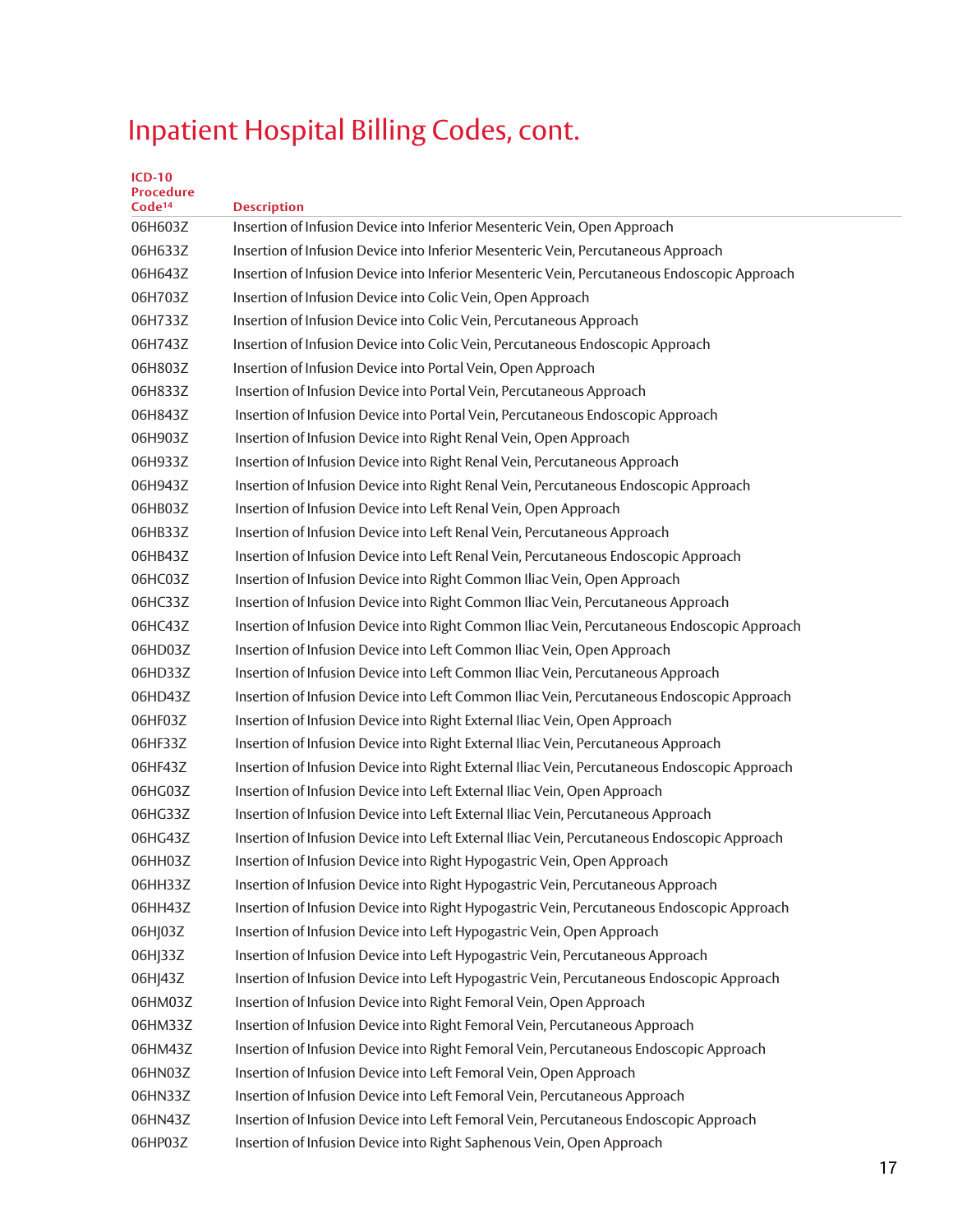# Inpatient Hospital Billing Codes, cont.

| ICD-10 Procedure Code[14] | Description |
|---|---|
| 06H603Z | Insertion of Infusion Device into Inferior Mesenteric Vein, Open Approach |
| 06H633Z | Insertion of Infusion Device into Inferior Mesenteric Vein, Percutaneous Approach |
| 06H643Z | Insertion of Infusion Device into Inferior Mesenteric Vein, Percutaneous Endoscopic Approach |
| 06H703Z | Insertion of Infusion Device into Colic Vein, Open Approach |
| 06H733Z | Insertion of Infusion Device into Colic Vein, Percutaneous Approach |
| 06H743Z | Insertion of Infusion Device into Colic Vein, Percutaneous Endoscopic Approach |
| 06H803Z | Insertion of Infusion Device into Portal Vein, Open Approach |
| 06H833Z | Insertion of Infusion Device into Portal Vein, Percutaneous Approach |
| 06H843Z | Insertion of Infusion Device into Portal Vein, Percutaneous Endoscopic Approach |
| 06H903Z | Insertion of Infusion Device into Right Renal Vein, Open Approach |
| 06H933Z | Insertion of Infusion Device into Right Renal Vein, Percutaneous Approach |
| 06H943Z | Insertion of Infusion Device into Right Renal Vein, Percutaneous Endoscopic Approach |
| 06HB03Z | Insertion of Infusion Device into Left Renal Vein, Open Approach |
| 06HB33Z | Insertion of Infusion Device into Left Renal Vein, Percutaneous Approach |
| 06HB43Z | Insertion of Infusion Device into Left Renal Vein, Percutaneous Endoscopic Approach |
| 06HC03Z | Insertion of Infusion Device into Right Common Iliac Vein, Open Approach |
| 06HC33Z | Insertion of Infusion Device into Right Common Iliac Vein, Percutaneous Approach |
| 06HC43Z | Insertion of Infusion Device into Right Common Iliac Vein, Percutaneous Endoscopic Approach |
| 06HD03Z | Insertion of Infusion Device into Left Common Iliac Vein, Open Approach |
| 06HD33Z | Insertion of Infusion Device into Left Common Iliac Vein, Percutaneous Approach |
| 06HD43Z | Insertion of Infusion Device into Left Common Iliac Vein, Percutaneous Endoscopic Approach |
| 06HF03Z | Insertion of Infusion Device into Right External Iliac Vein, Open Approach |
| 06HF33Z | Insertion of Infusion Device into Right External Iliac Vein, Percutaneous Approach |
| 06HF43Z | Insertion of Infusion Device into Right External Iliac Vein, Percutaneous Endoscopic Approach |
| 06HG03Z | Insertion of Infusion Device into Left External Iliac Vein, Open Approach |
| 06HG33Z | Insertion of Infusion Device into Left External Iliac Vein, Percutaneous Approach |
| 06HG43Z | Insertion of Infusion Device into Left External Iliac Vein, Percutaneous Endoscopic Approach |
| 06HH03Z | Insertion of Infusion Device into Right Hypogastric Vein, Open Approach |
| 06HH33Z | Insertion of Infusion Device into Right Hypogastric Vein, Percutaneous Approach |
| 06HH43Z | Insertion of Infusion Device into Right Hypogastric Vein, Percutaneous Endoscopic Approach |
| 06HJ03Z | Insertion of Infusion Device into Left Hypogastric Vein, Open Approach |
| 06HJ33Z | Insertion of Infusion Device into Left Hypogastric Vein, Percutaneous Approach |
| 06HJ43Z | Insertion of Infusion Device into Left Hypogastric Vein, Percutaneous Endoscopic Approach |
| 06HM03Z | Insertion of Infusion Device into Right Femoral Vein, Open Approach |
| 06HM33Z | Insertion of Infusion Device into Right Femoral Vein, Percutaneous Approach |
| 06HM43Z | Insertion of Infusion Device into Right Femoral Vein, Percutaneous Endoscopic Approach |
| 06HN03Z | Insertion of Infusion Device into Left Femoral Vein, Open Approach |
| 06HN33Z | Insertion of Infusion Device into Left Femoral Vein, Percutaneous Approach |
| 06HN43Z | Insertion of Infusion Device into Left Femoral Vein, Percutaneous Endoscopic Approach |
| 06HP03Z | Insertion of Infusion Device into Right Saphenous Vein, Open Approach |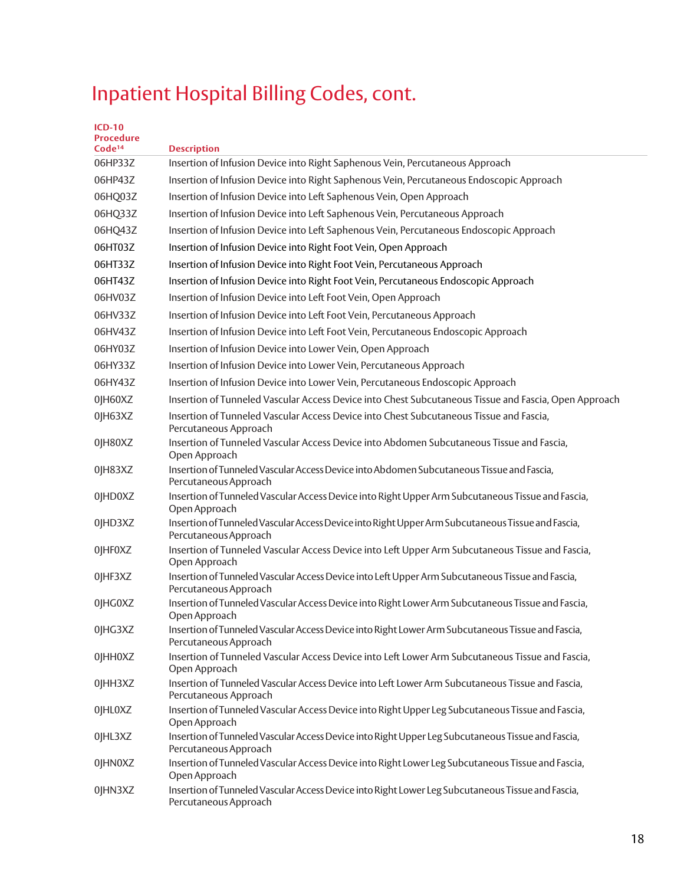# Inpatient Hospital Billing Codes, cont.

| ICD-10 Procedure Code[14] | Description |
|---|---|
| 06HP33Z | Insertion of Infusion Device into Right Saphenous Vein, Percutaneous Approach |
| 06HP43Z | Insertion of Infusion Device into Right Saphenous Vein, Percutaneous Endoscopic Approach |
| 06HQ03Z | Insertion of Infusion Device into Left Saphenous Vein, Open Approach |
| 06HQ33Z | Insertion of Infusion Device into Left Saphenous Vein, Percutaneous Approach |
| 06HQ43Z | Insertion of Infusion Device into Left Saphenous Vein, Percutaneous Endoscopic Approach |
| 06HT03Z | Insertion of Infusion Device into Right Foot Vein, Open Approach |
| 06HT33Z | Insertion of Infusion Device into Right Foot Vein, Percutaneous Approach |
| 06HT43Z | Insertion of Infusion Device into Right Foot Vein, Percutaneous Endoscopic Approach |
| 06HV03Z | Insertion of Infusion Device into Left Foot Vein, Open Approach |
| 06HV33Z | Insertion of Infusion Device into Left Foot Vein, Percutaneous Approach |
| 06HV43Z | Insertion of Infusion Device into Left Foot Vein, Percutaneous Endoscopic Approach |
| 06HY03Z | Insertion of Infusion Device into Lower Vein, Open Approach |
| 06HY33Z | Insertion of Infusion Device into Lower Vein, Percutaneous Approach |
| 06HY43Z | Insertion of Infusion Device into Lower Vein, Percutaneous Endoscopic Approach |
| 0JH60XZ | Insertion of Tunneled Vascular Access Device into Chest Subcutaneous Tissue and Fascia, Open Approach |
| 0JH63XZ | Insertion of Tunneled Vascular Access Device into Chest Subcutaneous Tissue and Fascia, Percutaneous Approach |
| 0JH80XZ | Insertion of Tunneled Vascular Access Device into Abdomen Subcutaneous Tissue and Fascia, Open Approach |
| 0JH83XZ | Insertion of Tunneled Vascular Access Device into Abdomen Subcutaneous Tissue and Fascia, Percutaneous Approach |
| 0JHD0XZ | Insertion of Tunneled Vascular Access Device into Right Upper Arm Subcutaneous Tissue and Fascia, Open Approach |
| 0JHD3XZ | Insertion of Tunneled Vascular Access Device into Right Upper Arm Subcutaneous Tissue and Fascia, Percutaneous Approach |
| 0JHF0XZ | Insertion of Tunneled Vascular Access Device into Left Upper Arm Subcutaneous Tissue and Fascia, Open Approach |
| 0JHF3XZ | Insertion of Tunneled Vascular Access Device into Left Upper Arm Subcutaneous Tissue and Fascia, Percutaneous Approach |
| 0JHG0XZ | Insertion of Tunneled Vascular Access Device into Right Lower Arm Subcutaneous Tissue and Fascia, Open Approach |
| 0JHG3XZ | Insertion of Tunneled Vascular Access Device into Right Lower Arm Subcutaneous Tissue and Fascia, Percutaneous Approach |
| 0JHH0XZ | Insertion of Tunneled Vascular Access Device into Left Lower Arm Subcutaneous Tissue and Fascia, Open Approach |
| 0JHH3XZ | Insertion of Tunneled Vascular Access Device into Left Lower Arm Subcutaneous Tissue and Fascia, Percutaneous Approach |
| 0JHL0XZ | Insertion of Tunneled Vascular Access Device into Right Upper Leg Subcutaneous Tissue and Fascia, Open Approach |
| 0JHL3XZ | Insertion of Tunneled Vascular Access Device into Right Upper Leg Subcutaneous Tissue and Fascia, Percutaneous Approach |
| 0JHN0XZ | Insertion of Tunneled Vascular Access Device into Right Lower Leg Subcutaneous Tissue and Fascia, Open Approach |
| 0JHN3XZ | Insertion of Tunneled Vascular Access Device into Right Lower Leg Subcutaneous Tissue and Fascia, Percutaneous Approach |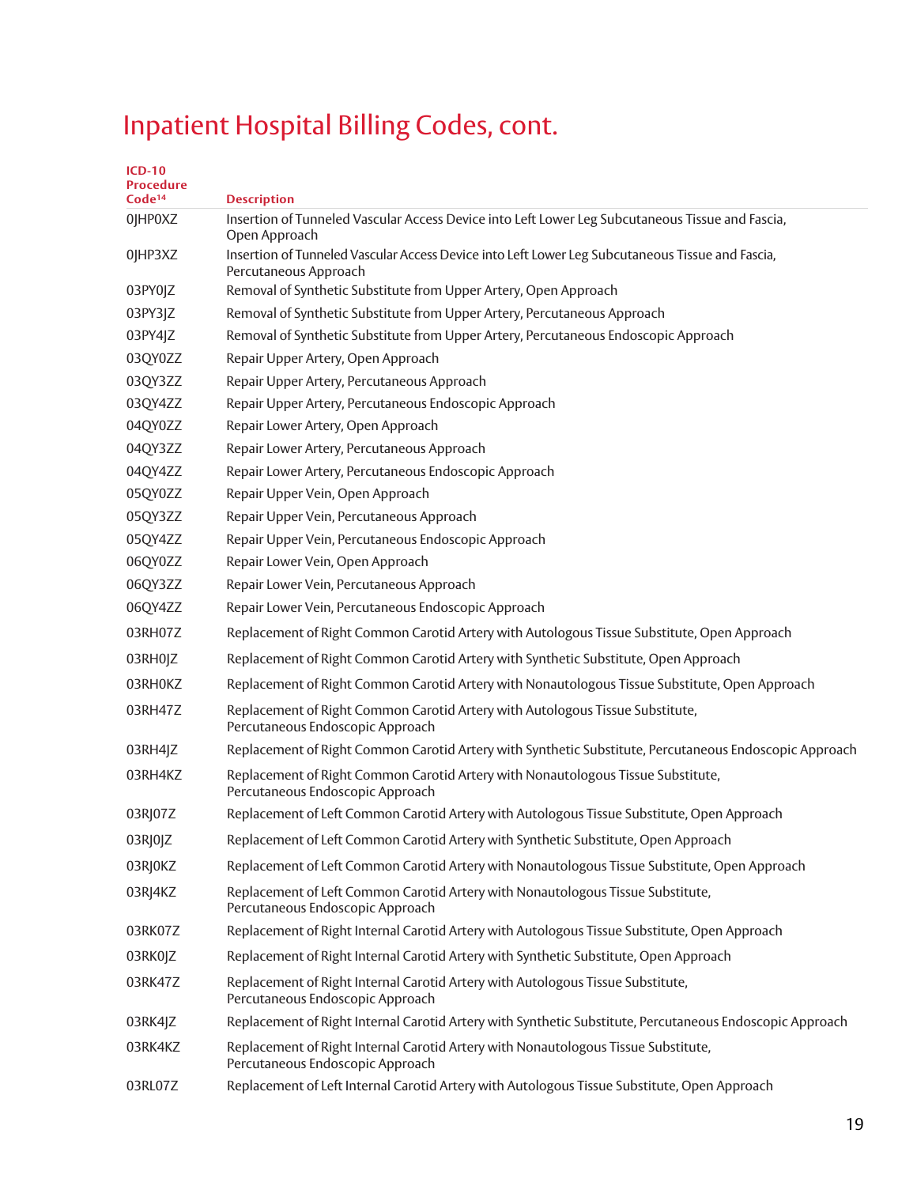# Inpatient Hospital Billing Codes, cont.

| ICD-10 Procedure Code[14] | Description |
| --- | --- |
| 0JHP0XZ | Insertion of Tunneled Vascular Access Device into Left Lower Leg Subcutaneous Tissue and Fascia, Open Approach |
| 0JHP3XZ | Insertion of Tunneled Vascular Access Device into Left Lower Leg Subcutaneous Tissue and Fascia, Percutaneous Approach |
| 03PY0JZ | Removal of Synthetic Substitute from Upper Artery, Open Approach |
| 03PY3JZ | Removal of Synthetic Substitute from Upper Artery, Percutaneous Approach |
| 03PY4JZ | Removal of Synthetic Substitute from Upper Artery, Percutaneous Endoscopic Approach |
| 03QY0ZZ | Repair Upper Artery, Open Approach |
| 03QY3ZZ | Repair Upper Artery, Percutaneous Approach |
| 03QY4ZZ | Repair Upper Artery, Percutaneous Endoscopic Approach |
| 04QY0ZZ | Repair Lower Artery, Open Approach |
| 04QY3ZZ | Repair Lower Artery, Percutaneous Approach |
| 04QY4ZZ | Repair Lower Artery, Percutaneous Endoscopic Approach |
| 05QY0ZZ | Repair Upper Vein, Open Approach |
| 05QY3ZZ | Repair Upper Vein, Percutaneous Approach |
| 05QY4ZZ | Repair Upper Vein, Percutaneous Endoscopic Approach |
| 06QY0ZZ | Repair Lower Vein, Open Approach |
| 06QY3ZZ | Repair Lower Vein, Percutaneous Approach |
| 06QY4ZZ | Repair Lower Vein, Percutaneous Endoscopic Approach |
| 03RH07Z | Replacement of Right Common Carotid Artery with Autologous Tissue Substitute, Open Approach |
| 03RH0JZ | Replacement of Right Common Carotid Artery with Synthetic Substitute, Open Approach |
| 03RH0KZ | Replacement of Right Common Carotid Artery with Nonautologous Tissue Substitute, Open Approach |
| 03RH47Z | Replacement of Right Common Carotid Artery with Autologous Tissue Substitute, Percutaneous Endoscopic Approach |
| 03RH4JZ | Replacement of Right Common Carotid Artery with Synthetic Substitute, Percutaneous Endoscopic Approach |
| 03RH4KZ | Replacement of Right Common Carotid Artery with Nonautologous Tissue Substitute, Percutaneous Endoscopic Approach |
| 03RJ07Z | Replacement of Left Common Carotid Artery with Autologous Tissue Substitute, Open Approach |
| 03RJ0JZ | Replacement of Left Common Carotid Artery with Synthetic Substitute, Open Approach |
| 03RJ0KZ | Replacement of Left Common Carotid Artery with Nonautologous Tissue Substitute, Open Approach |
| 03RJ4KZ | Replacement of Left Common Carotid Artery with Nonautologous Tissue Substitute, Percutaneous Endoscopic Approach |
| 03RK07Z | Replacement of Right Internal Carotid Artery with Autologous Tissue Substitute, Open Approach |
| 03RK0JZ | Replacement of Right Internal Carotid Artery with Synthetic Substitute, Open Approach |
| 03RK47Z | Replacement of Right Internal Carotid Artery with Autologous Tissue Substitute, Percutaneous Endoscopic Approach |
| 03RK4JZ | Replacement of Right Internal Carotid Artery with Synthetic Substitute, Percutaneous Endoscopic Approach |
| 03RK4KZ | Replacement of Right Internal Carotid Artery with Nonautologous Tissue Substitute, Percutaneous Endoscopic Approach |
| 03RL07Z | Replacement of Left Internal Carotid Artery with Autologous Tissue Substitute, Open Approach |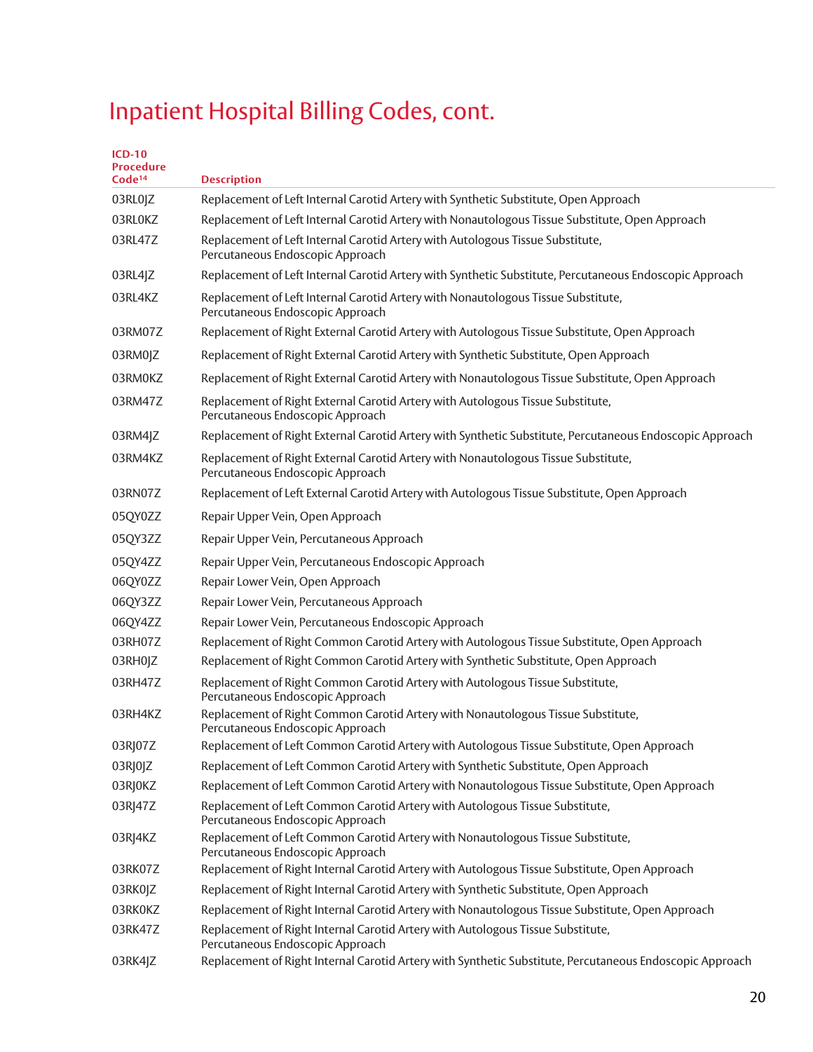# Inpatient Hospital Billing Codes, cont.

| ICD-10 Procedure Code[14] | Description |
|---|---|
| 03RL0JZ | Replacement of Left Internal Carotid Artery with Synthetic Substitute, Open Approach |
| 03RL0KZ | Replacement of Left Internal Carotid Artery with Nonautologous Tissue Substitute, Open Approach |
| 03RL47Z | Replacement of Left Internal Carotid Artery with Autologous Tissue Substitute, Percutaneous Endoscopic Approach |
| 03RL4JZ | Replacement of Left Internal Carotid Artery with Synthetic Substitute, Percutaneous Endoscopic Approach |
| 03RL4KZ | Replacement of Left Internal Carotid Artery with Nonautologous Tissue Substitute, Percutaneous Endoscopic Approach |
| 03RM07Z | Replacement of Right External Carotid Artery with Autologous Tissue Substitute, Open Approach |
| 03RM0JZ | Replacement of Right External Carotid Artery with Synthetic Substitute, Open Approach |
| 03RM0KZ | Replacement of Right External Carotid Artery with Nonautologous Tissue Substitute, Open Approach |
| 03RM47Z | Replacement of Right External Carotid Artery with Autologous Tissue Substitute, Percutaneous Endoscopic Approach |
| 03RM4JZ | Replacement of Right External Carotid Artery with Synthetic Substitute, Percutaneous Endoscopic Approach |
| 03RM4KZ | Replacement of Right External Carotid Artery with Nonautologous Tissue Substitute, Percutaneous Endoscopic Approach |
| 03RN07Z | Replacement of Left External Carotid Artery with Autologous Tissue Substitute, Open Approach |
| 05QY0ZZ | Repair Upper Vein, Open Approach |
| 05QY3ZZ | Repair Upper Vein, Percutaneous Approach |
| 05QY4ZZ | Repair Upper Vein, Percutaneous Endoscopic Approach |
| 06QY0ZZ | Repair Lower Vein, Open Approach |
| 06QY3ZZ | Repair Lower Vein, Percutaneous Approach |
| 06QY4ZZ | Repair Lower Vein, Percutaneous Endoscopic Approach |
| 03RH07Z | Replacement of Right Common Carotid Artery with Autologous Tissue Substitute, Open Approach |
| 03RH0JZ | Replacement of Right Common Carotid Artery with Synthetic Substitute, Open Approach |
| 03RH47Z | Replacement of Right Common Carotid Artery with Autologous Tissue Substitute, Percutaneous Endoscopic Approach |
| 03RH4KZ | Replacement of Right Common Carotid Artery with Nonautologous Tissue Substitute, Percutaneous Endoscopic Approach |
| 03RJ07Z | Replacement of Left Common Carotid Artery with Autologous Tissue Substitute, Open Approach |
| 03RJ0JZ | Replacement of Left Common Carotid Artery with Synthetic Substitute, Open Approach |
| 03RJ0KZ | Replacement of Left Common Carotid Artery with Nonautologous Tissue Substitute, Open Approach |
| 03RJ47Z | Replacement of Left Common Carotid Artery with Autologous Tissue Substitute, Percutaneous Endoscopic Approach |
| 03RJ4KZ | Replacement of Left Common Carotid Artery with Nonautologous Tissue Substitute, Percutaneous Endoscopic Approach |
| 03RK07Z | Replacement of Right Internal Carotid Artery with Autologous Tissue Substitute, Open Approach |
| 03RK0JZ | Replacement of Right Internal Carotid Artery with Synthetic Substitute, Open Approach |
| 03RK0KZ | Replacement of Right Internal Carotid Artery with Nonautologous Tissue Substitute, Open Approach |
| 03RK47Z | Replacement of Right Internal Carotid Artery with Autologous Tissue Substitute, Percutaneous Endoscopic Approach |
| 03RK4JZ | Replacement of Right Internal Carotid Artery with Synthetic Substitute, Percutaneous Endoscopic Approach |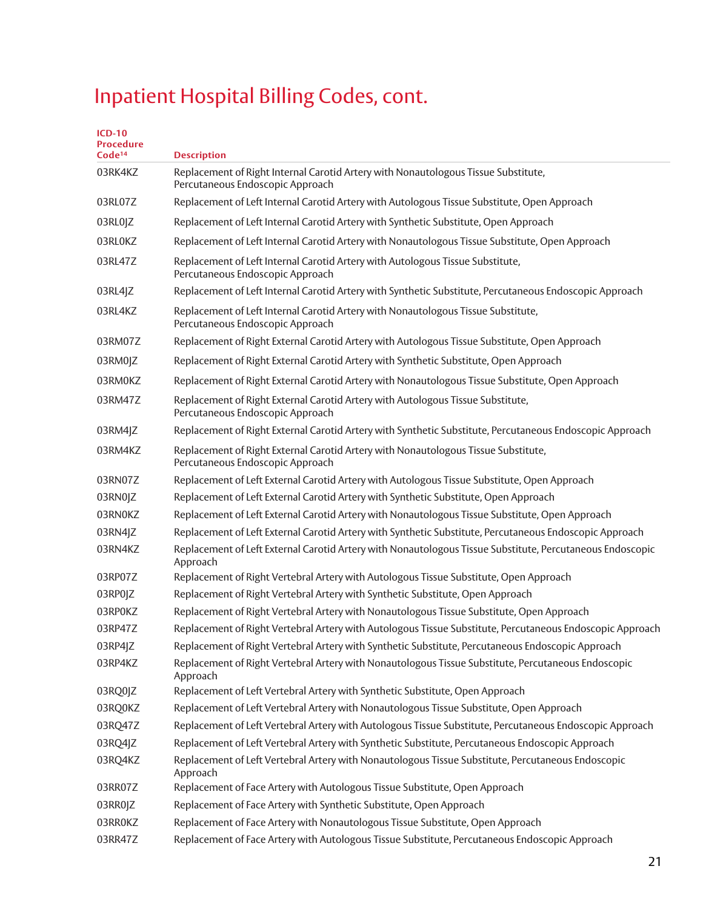# Inpatient Hospital Billing Codes, cont.

| ICD-10 Procedure Code[14] | Description |
|---|---|
| 03RK4KZ | Replacement of Right Internal Carotid Artery with Nonautologous Tissue Substitute, Percutaneous Endoscopic Approach |
| 03RL07Z | Replacement of Left Internal Carotid Artery with Autologous Tissue Substitute, Open Approach |
| 03RL0JZ | Replacement of Left Internal Carotid Artery with Synthetic Substitute, Open Approach |
| 03RL0KZ | Replacement of Left Internal Carotid Artery with Nonautologous Tissue Substitute, Open Approach |
| 03RL47Z | Replacement of Left Internal Carotid Artery with Autologous Tissue Substitute, Percutaneous Endoscopic Approach |
| 03RL4JZ | Replacement of Left Internal Carotid Artery with Synthetic Substitute, Percutaneous Endoscopic Approach |
| 03RL4KZ | Replacement of Left Internal Carotid Artery with Nonautologous Tissue Substitute, Percutaneous Endoscopic Approach |
| 03RM07Z | Replacement of Right External Carotid Artery with Autologous Tissue Substitute, Open Approach |
| 03RM0JZ | Replacement of Right External Carotid Artery with Synthetic Substitute, Open Approach |
| 03RM0KZ | Replacement of Right External Carotid Artery with Nonautologous Tissue Substitute, Open Approach |
| 03RM47Z | Replacement of Right External Carotid Artery with Autologous Tissue Substitute, Percutaneous Endoscopic Approach |
| 03RM4JZ | Replacement of Right External Carotid Artery with Synthetic Substitute, Percutaneous Endoscopic Approach |
| 03RM4KZ | Replacement of Right External Carotid Artery with Nonautologous Tissue Substitute, Percutaneous Endoscopic Approach |
| 03RN07Z | Replacement of Left External Carotid Artery with Autologous Tissue Substitute, Open Approach |
| 03RN0JZ | Replacement of Left External Carotid Artery with Synthetic Substitute, Open Approach |
| 03RN0KZ | Replacement of Left External Carotid Artery with Nonautologous Tissue Substitute, Open Approach |
| 03RN4JZ | Replacement of Left External Carotid Artery with Synthetic Substitute, Percutaneous Endoscopic Approach |
| 03RN4KZ | Replacement of Left External Carotid Artery with Nonautologous Tissue Substitute, Percutaneous Endoscopic Approach |
| 03RP07Z | Replacement of Right Vertebral Artery with Autologous Tissue Substitute, Open Approach |
| 03RP0JZ | Replacement of Right Vertebral Artery with Synthetic Substitute, Open Approach |
| 03RP0KZ | Replacement of Right Vertebral Artery with Nonautologous Tissue Substitute, Open Approach |
| 03RP47Z | Replacement of Right Vertebral Artery with Autologous Tissue Substitute, Percutaneous Endoscopic Approach |
| 03RP4JZ | Replacement of Right Vertebral Artery with Synthetic Substitute, Percutaneous Endoscopic Approach |
| 03RP4KZ | Replacement of Right Vertebral Artery with Nonautologous Tissue Substitute, Percutaneous Endoscopic Approach |
| 03RQ0JZ | Replacement of Left Vertebral Artery with Synthetic Substitute, Open Approach |
| 03RQ0KZ | Replacement of Left Vertebral Artery with Nonautologous Tissue Substitute, Open Approach |
| 03RQ47Z | Replacement of Left Vertebral Artery with Autologous Tissue Substitute, Percutaneous Endoscopic Approach |
| 03RQ4JZ | Replacement of Left Vertebral Artery with Synthetic Substitute, Percutaneous Endoscopic Approach |
| 03RQ4KZ | Replacement of Left Vertebral Artery with Nonautologous Tissue Substitute, Percutaneous Endoscopic Approach |
| 03RR07Z | Replacement of Face Artery with Autologous Tissue Substitute, Open Approach |
| 03RR0JZ | Replacement of Face Artery with Synthetic Substitute, Open Approach |
| 03RR0KZ | Replacement of Face Artery with Nonautologous Tissue Substitute, Open Approach |
| 03RR47Z | Replacement of Face Artery with Autologous Tissue Substitute, Percutaneous Endoscopic Approach |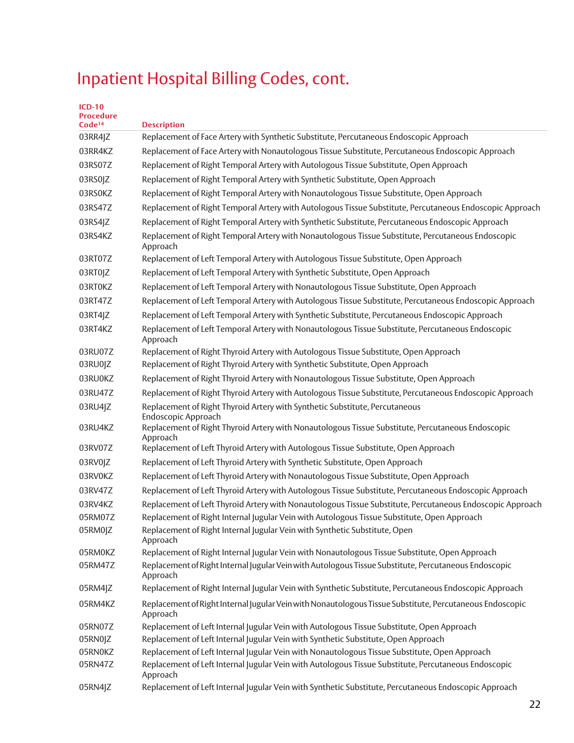# Inpatient Hospital Billing Codes, cont.

| ICD-10 Procedure Code[14] | Description |
|---|---|
| 03RR4JZ | Replacement of Face Artery with Synthetic Substitute, Percutaneous Endoscopic Approach |
| 03RR4KZ | Replacement of Face Artery with Nonautologous Tissue Substitute, Percutaneous Endoscopic Approach |
| 03RS07Z | Replacement of Right Temporal Artery with Autologous Tissue Substitute, Open Approach |
| 03RS0JZ | Replacement of Right Temporal Artery with Synthetic Substitute, Open Approach |
| 03RS0KZ | Replacement of Right Temporal Artery with Nonautologous Tissue Substitute, Open Approach |
| 03RS47Z | Replacement of Right Temporal Artery with Autologous Tissue Substitute, Percutaneous Endoscopic Approach |
| 03RS4JZ | Replacement of Right Temporal Artery with Synthetic Substitute, Percutaneous Endoscopic Approach |
| 03RS4KZ | Replacement of Right Temporal Artery with Nonautologous Tissue Substitute, Percutaneous Endoscopic Approach |
| 03RT07Z | Replacement of Left Temporal Artery with Autologous Tissue Substitute, Open Approach |
| 03RT0JZ | Replacement of Left Temporal Artery with Synthetic Substitute, Open Approach |
| 03RT0KZ | Replacement of Left Temporal Artery with Nonautologous Tissue Substitute, Open Approach |
| 03RT47Z | Replacement of Left Temporal Artery with Autologous Tissue Substitute, Percutaneous Endoscopic Approach |
| 03RT4JZ | Replacement of Left Temporal Artery with Synthetic Substitute, Percutaneous Endoscopic Approach |
| 03RT4KZ | Replacement of Left Temporal Artery with Nonautologous Tissue Substitute, Percutaneous Endoscopic Approach |
| 03RU07Z | Replacement of Right Thyroid Artery with Autologous Tissue Substitute, Open Approach |
| 03RU0JZ | Replacement of Right Thyroid Artery with Synthetic Substitute, Open Approach |
| 03RU0KZ | Replacement of Right Thyroid Artery with Nonautologous Tissue Substitute, Open Approach |
| 03RU47Z | Replacement of Right Thyroid Artery with Autologous Tissue Substitute, Percutaneous Endoscopic Approach |
| 03RU4JZ | Replacement of Right Thyroid Artery with Synthetic Substitute, Percutaneous Endoscopic Approach |
| 03RU4KZ | Replacement of Right Thyroid Artery with Nonautologous Tissue Substitute, Percutaneous Endoscopic Approach |
| 03RV07Z | Replacement of Left Thyroid Artery with Autologous Tissue Substitute, Open Approach |
| 03RV0JZ | Replacement of Left Thyroid Artery with Synthetic Substitute, Open Approach |
| 03RV0KZ | Replacement of Left Thyroid Artery with Nonautologous Tissue Substitute, Open Approach |
| 03RV47Z | Replacement of Left Thyroid Artery with Autologous Tissue Substitute, Percutaneous Endoscopic Approach |
| 03RV4KZ | Replacement of Left Thyroid Artery with Nonautologous Tissue Substitute, Percutaneous Endoscopic Approach |
| 05RM07Z | Replacement of Right Internal Jugular Vein with Autologous Tissue Substitute, Open Approach |
| 05RM0JZ | Replacement of Right Internal Jugular Vein with Synthetic Substitute, Open Approach |
| 05RM0KZ | Replacement of Right Internal Jugular Vein with Nonautologous Tissue Substitute, Open Approach |
| 05RM47Z | Replacement of Right Internal Jugular Vein with Autologous Tissue Substitute, Percutaneous Endoscopic Approach |
| 05RM4JZ | Replacement of Right Internal Jugular Vein with Synthetic Substitute, Percutaneous Endoscopic Approach |
| 05RM4KZ | Replacement of Right Internal Jugular Vein with Nonautologous Tissue Substitute, Percutaneous Endoscopic Approach |
| 05RN07Z | Replacement of Left Internal Jugular Vein with Autologous Tissue Substitute, Open Approach |
| 05RN0JZ | Replacement of Left Internal Jugular Vein with Synthetic Substitute, Open Approach |
| 05RN0KZ | Replacement of Left Internal Jugular Vein with Nonautologous Tissue Substitute, Open Approach |
| 05RN47Z | Replacement of Left Internal Jugular Vein with Autologous Tissue Substitute, Percutaneous Endoscopic Approach |
| 05RN4JZ | Replacement of Left Internal Jugular Vein with Synthetic Substitute, Percutaneous Endoscopic Approach |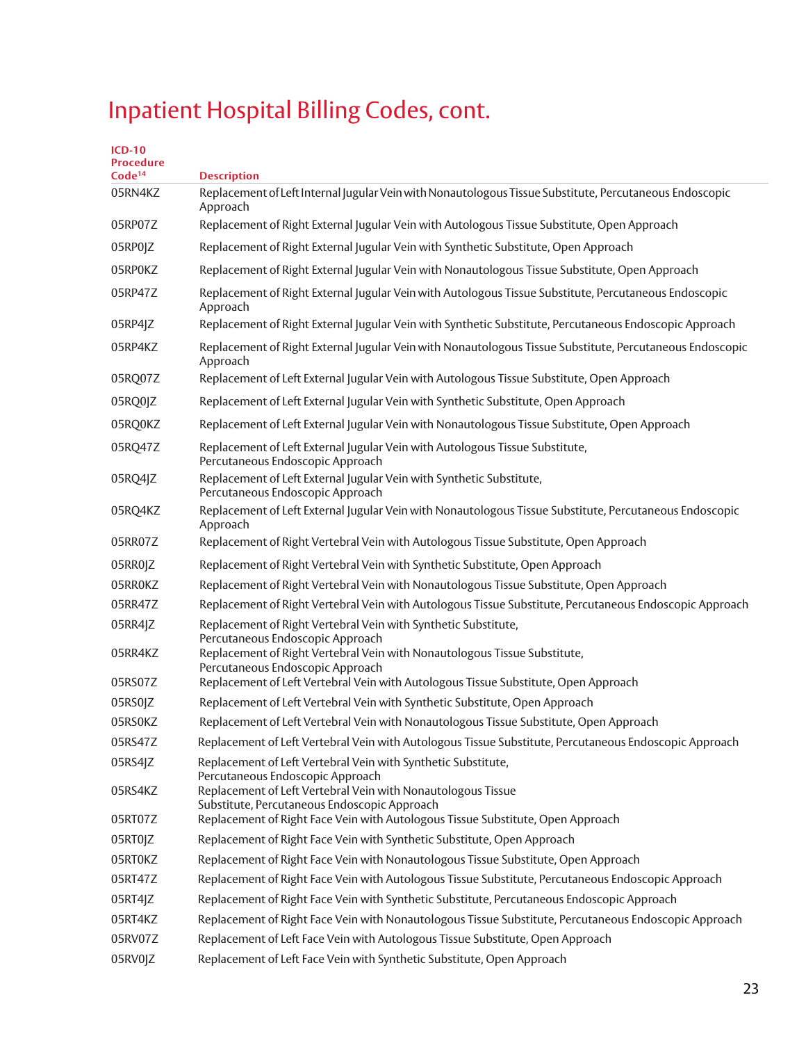# Inpatient Hospital Billing Codes, cont.

| ICD-10 Procedure Code[14] | Description |
|---|---|
| 05RN4KZ | Replacement of Left Internal Jugular Vein with Nonautologous Tissue Substitute, Percutaneous Endoscopic Approach |
| 05RP07Z | Replacement of Right External Jugular Vein with Autologous Tissue Substitute, Open Approach |
| 05RP0JZ | Replacement of Right External Jugular Vein with Synthetic Substitute, Open Approach |
| 05RP0KZ | Replacement of Right External Jugular Vein with Nonautologous Tissue Substitute, Open Approach |
| 05RP47Z | Replacement of Right External Jugular Vein with Autologous Tissue Substitute, Percutaneous Endoscopic Approach |
| 05RP4JZ | Replacement of Right External Jugular Vein with Synthetic Substitute, Percutaneous Endoscopic Approach |
| 05RP4KZ | Replacement of Right External Jugular Vein with Nonautologous Tissue Substitute, Percutaneous Endoscopic Approach |
| 05RQ07Z | Replacement of Left External Jugular Vein with Autologous Tissue Substitute, Open Approach |
| 05RQ0JZ | Replacement of Left External Jugular Vein with Synthetic Substitute, Open Approach |
| 05RQ0KZ | Replacement of Left External Jugular Vein with Nonautologous Tissue Substitute, Open Approach |
| 05RQ47Z | Replacement of Left External Jugular Vein with Autologous Tissue Substitute, Percutaneous Endoscopic Approach |
| 05RQ4JZ | Replacement of Left External Jugular Vein with Synthetic Substitute, Percutaneous Endoscopic Approach |
| 05RQ4KZ | Replacement of Left External Jugular Vein with Nonautologous Tissue Substitute, Percutaneous Endoscopic Approach |
| 05RR07Z | Replacement of Right Vertebral Vein with Autologous Tissue Substitute, Open Approach |
| 05RR0JZ | Replacement of Right Vertebral Vein with Synthetic Substitute, Open Approach |
| 05RR0KZ | Replacement of Right Vertebral Vein with Nonautologous Tissue Substitute, Open Approach |
| 05RR47Z | Replacement of Right Vertebral Vein with Autologous Tissue Substitute, Percutaneous Endoscopic Approach |
| 05RR4JZ | Replacement of Right Vertebral Vein with Synthetic Substitute, Percutaneous Endoscopic Approach |
| 05RR4KZ | Replacement of Right Vertebral Vein with Nonautologous Tissue Substitute, Percutaneous Endoscopic Approach |
| 05RS07Z | Replacement of Left Vertebral Vein with Autologous Tissue Substitute, Open Approach |
| 05RS0JZ | Replacement of Left Vertebral Vein with Synthetic Substitute, Open Approach |
| 05RS0KZ | Replacement of Left Vertebral Vein with Nonautologous Tissue Substitute, Open Approach |
| 05RS47Z | Replacement of Left Vertebral Vein with Autologous Tissue Substitute, Percutaneous Endoscopic Approach |
| 05RS4JZ | Replacement of Left Vertebral Vein with Synthetic Substitute, Percutaneous Endoscopic Approach |
| 05RS4KZ | Replacement of Left Vertebral Vein with Nonautologous Tissue Substitute, Percutaneous Endoscopic Approach |
| 05RT07Z | Replacement of Right Face Vein with Autologous Tissue Substitute, Open Approach |
| 05RT0JZ | Replacement of Right Face Vein with Synthetic Substitute, Open Approach |
| 05RT0KZ | Replacement of Right Face Vein with Nonautologous Tissue Substitute, Open Approach |
| 05RT47Z | Replacement of Right Face Vein with Autologous Tissue Substitute, Percutaneous Endoscopic Approach |
| 05RT4JZ | Replacement of Right Face Vein with Synthetic Substitute, Percutaneous Endoscopic Approach |
| 05RT4KZ | Replacement of Right Face Vein with Nonautologous Tissue Substitute, Percutaneous Endoscopic Approach |
| 05RV07Z | Replacement of Left Face Vein with Autologous Tissue Substitute, Open Approach |
| 05RV0JZ | Replacement of Left Face Vein with Synthetic Substitute, Open Approach |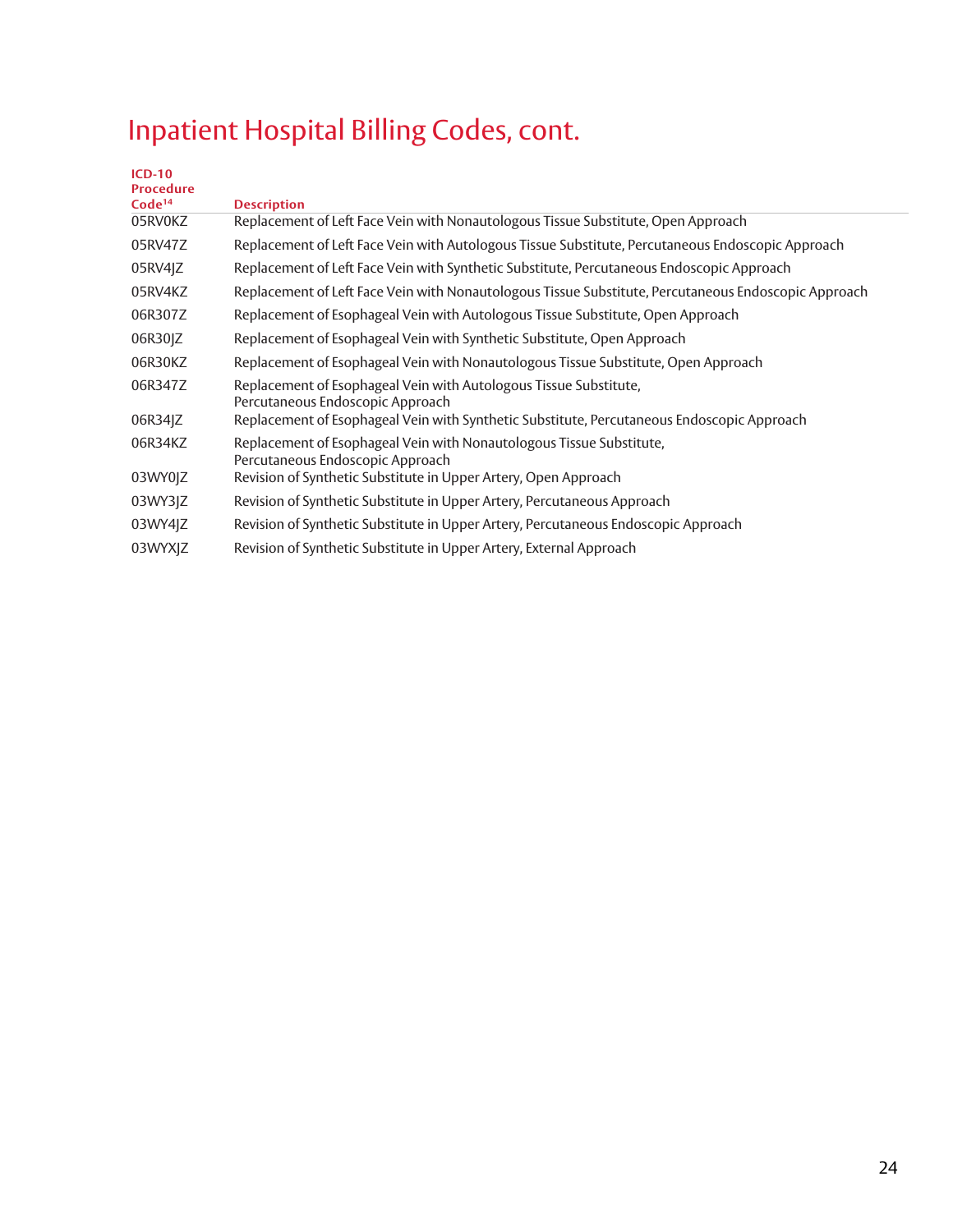# Inpatient Hospital Billing Codes, cont.

| ICD-10 Procedure Code[14] | Description |
|---|---|
| 05RV0KZ | Replacement of Left Face Vein with Nonautologous Tissue Substitute, Open Approach |
| 05RV47Z | Replacement of Left Face Vein with Autologous Tissue Substitute, Percutaneous Endoscopic Approach |
| 05RV4JZ | Replacement of Left Face Vein with Synthetic Substitute, Percutaneous Endoscopic Approach |
| 05RV4KZ | Replacement of Left Face Vein with Nonautologous Tissue Substitute, Percutaneous Endoscopic Approach |
| 06R307Z | Replacement of Esophageal Vein with Autologous Tissue Substitute, Open Approach |
| 06R30JZ | Replacement of Esophageal Vein with Synthetic Substitute, Open Approach |
| 06R30KZ | Replacement of Esophageal Vein with Nonautologous Tissue Substitute, Open Approach |
| 06R347Z | Replacement of Esophageal Vein with Autologous Tissue Substitute, Percutaneous Endoscopic Approach |
| 06R34JZ | Replacement of Esophageal Vein with Synthetic Substitute, Percutaneous Endoscopic Approach |
| 06R34KZ | Replacement of Esophageal Vein with Nonautologous Tissue Substitute, Percutaneous Endoscopic Approach |
| 03WY0JZ | Revision of Synthetic Substitute in Upper Artery, Open Approach |
| 03WY3JZ | Revision of Synthetic Substitute in Upper Artery, Percutaneous Approach |
| 03WY4JZ | Revision of Synthetic Substitute in Upper Artery, Percutaneous Endoscopic Approach |
| 03WYXJZ | Revision of Synthetic Substitute in Upper Artery, External Approach |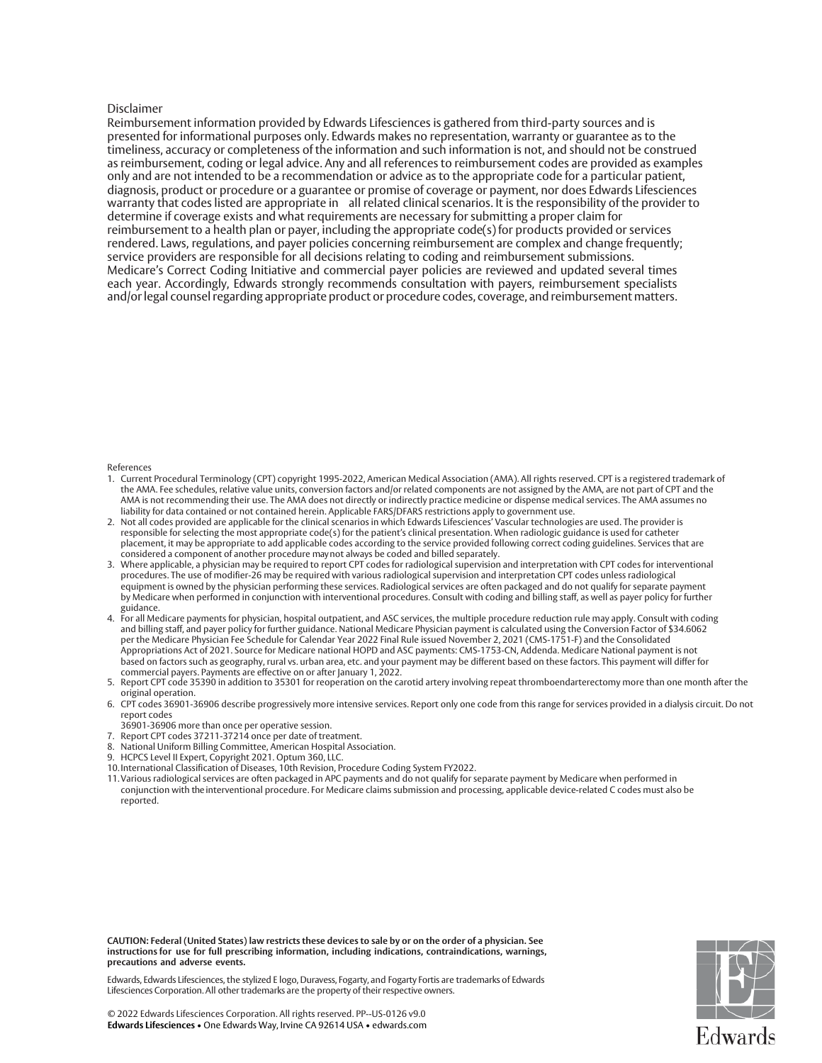Disclaimer

Reimbursement information provided by Edwards Lifesciences is gathered from third-party sources and is presented for informational purposes only. Edwards makes no representation, warranty or guarantee as to the timeliness, accuracy or completeness of the information and such information is not, and should not be construed as reimbursement, coding or legal advice. Any and all references to reimbursement codes are provided as examples only and are not intended to be a recommendation or advice as to the appropriate code for a particular patient, diagnosis, product or procedure or a guarantee or promise of coverage or payment, nor does Edwards Lifesciences warranty that codes listed are appropriate in all related clinical scenarios. It is the responsibility of the provider to determine if coverage exists and what requirements are necessary for submitting a proper claim for reimbursement to a health plan or payer, including the appropriate code(s) for products provided or services rendered. Laws, regulations, and payer policies concerning reimbursement are complex and change frequently; service providers are responsible for all decisions relating to coding and reimbursement submissions. Medicare's Correct Coding Initiative and commercial payer policies are reviewed and updated several times each year. Accordingly, Edwards strongly recommends consultation with payers, reimbursement specialists and/or legal counsel regarding appropriate product or procedure codes, coverage, and reimbursement matters.

References

1. Current Procedural Terminology (CPT) copyright 1995-2022, American Medical Association (AMA). All rights reserved. CPT is a registered trademark of the AMA. Fee schedules, relative value units, conversion factors and/or related components are not assigned by the AMA, are not part of CPT and the AMA is not recommending their use. The AMA does not directly or indirectly practice medicine or dispense medical services. The AMA assumes no liability for data contained or not contained herein. Applicable FARS/DFARS restrictions apply to government use.
2. Not all codes provided are applicable for the clinical scenarios in which Edwards Lifesciences' Vascular technologies are used. The provider is responsible for selecting the most appropriate code(s) for the patient's clinical presentation. When radiologic guidance is used for catheter placement, it may be appropriate to add applicable codes according to the service provided following correct coding guidelines. Services that are considered a component of another procedure may not always be coded and billed separately.
3. Where applicable, a physician may be required to report CPT codes for radiological supervision and interpretation with CPT codes for interventional procedures. The use of modifier-26 may be required with various radiological supervision and interpretation CPT codes unless radiological equipment is owned by the physician performing these services. Radiological services are often packaged and do not qualify for separate payment by Medicare when performed in conjunction with interventional procedures. Consult with coding and billing staff, as well as payer policy for further guidance.
4. For all Medicare payments for physician, hospital outpatient, and ASC services, the multiple procedure reduction rule may apply. Consult with coding and billing staff, and payer policy for further guidance. National Medicare Physician payment is calculated using the Conversion Factor of $34.6062 per the Medicare Physician Fee Schedule for Calendar Year 2022 Final Rule issued November 2, 2021 (CMS-1751-F) and the Consolidated Appropriations Act of 2021. Source for Medicare national HOPD and ASC payments: CMS-1753-CN, Addenda. Medicare National payment is not based on factors such as geography, rural vs. urban area, etc. and your payment may be different based on these factors. This payment will differ for commercial payers. Payments are effective on or after January 1, 2022.
5. Report CPT code 35390 in addition to 35301 for reoperation on the carotid artery involving repeat thromboendarterectomy more than one month after the original operation.
6. CPT codes 36901-36906 describe progressively more intensive services. Report only one code from this range for services provided in a dialysis circuit. Do not report codes 36901-36906 more than once per operative session.
7. Report CPT codes 37211-37214 once per date of treatment.
8. National Uniform Billing Committee, American Hospital Association.
9. HCPCS Level II Expert, Copyright 2021. Optum 360, LLC.
10. International Classification of Diseases, 10th Revision, Procedure Coding System FY2022.
11. Various radiological services are often packaged in APC payments and do not qualify for separate payment by Medicare when performed in conjunction with the interventional procedure. For Medicare claims submission and processing, applicable device-related C codes must also be reported.

**CAUTION: Federal (United States) law restricts these devices to sale by or on the order of a physician. See instructions for use for full prescribing information, including indications, contraindications, warnings, precautions and adverse events.**

Edwards, Edwards Lifesciences, the stylized E logo, Duravess, Fogarty, and Fogarty Fortis are trademarks of Edwards Lifesciences Corporation. All other trademarks are the property of their respective owners.

© 2022 Edwards Lifesciences Corporation. All rights reserved. PP--US-0126 v9.0

**Edwards Lifesciences** • One Edwards Way, Irvine CA 92614 USA • edwards.com

Edwards